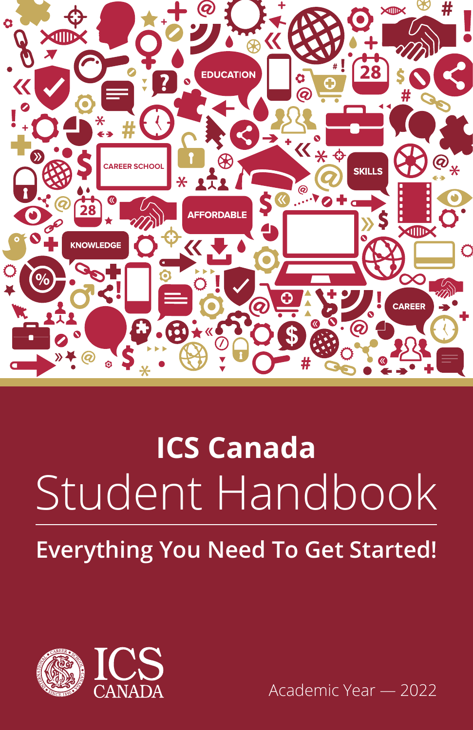# ICS Canada

# Student Handbook

## Everything You Need To Get Started!

ICS CANADA

Academic Year — 2022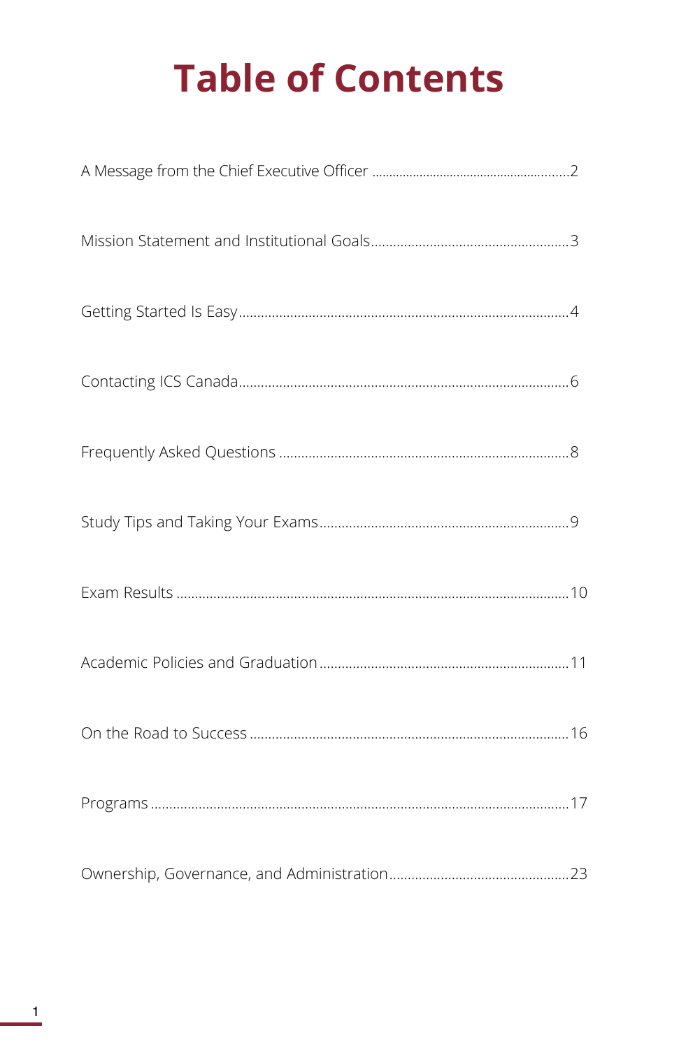# Table of Contents

A Message from the Chief Executive Officer ........................................................2

Mission Statement and Institutional Goals......................................................3

Getting Started Is Easy.........................................................................................4

Contacting ICS Canada.........................................................................................6

Frequently Asked Questions ..............................................................................8

Study Tips and Taking Your Exams....................................................................9

Exam Results .........................................................................................................10

Academic Policies and Graduation ...................................................................11

On the Road to Success ......................................................................................16

Programs ................................................................................................................17

Ownership, Governance, and Administration.................................................23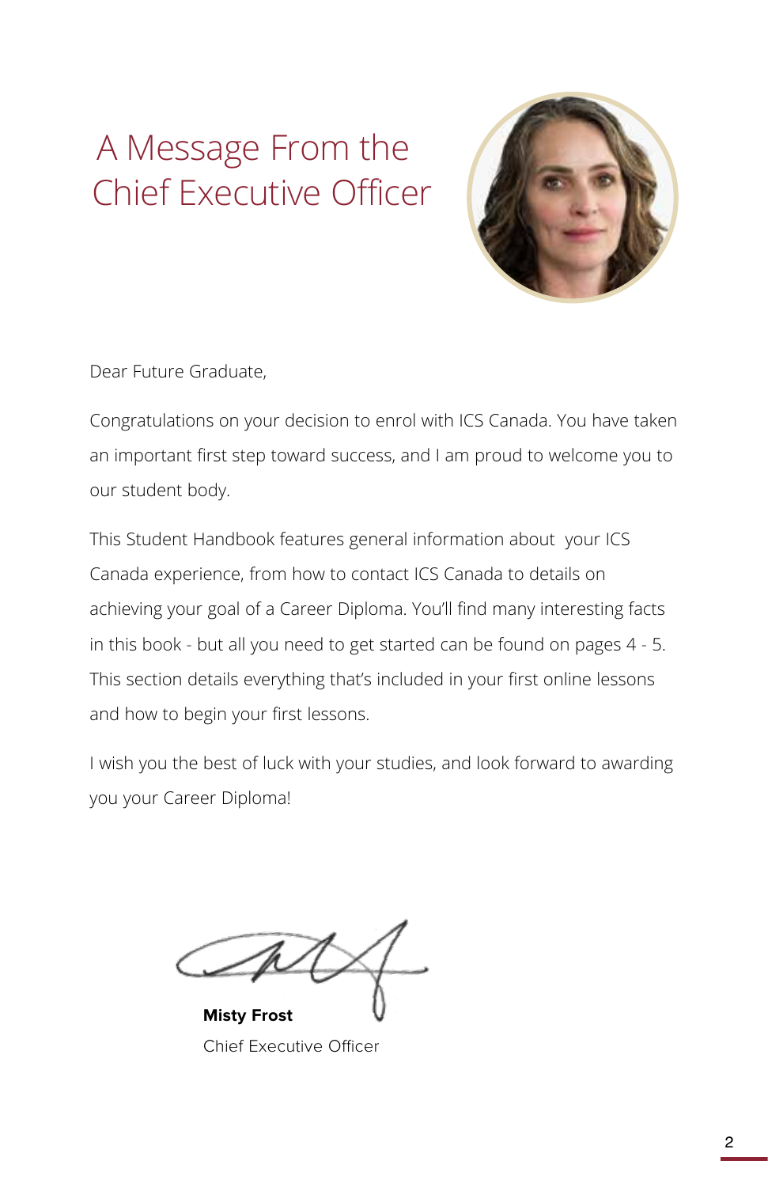# A Message From the Chief Executive Officer

Dear Future Graduate,

Congratulations on your decision to enrol with ICS Canada. You have taken an important first step toward success, and I am proud to welcome you to our student body.

This Student Handbook features general information about your ICS Canada experience, from how to contact ICS Canada to details on achieving your goal of a Career Diploma. You'll find many interesting facts in this book - but all you need to get started can be found on pages 4 - 5. This section details everything that's included in your first online lessons and how to begin your first lessons.

I wish you the best of luck with your studies, and look forward to awarding you your Career Diploma!

**Misty Frost**
Chief Executive Officer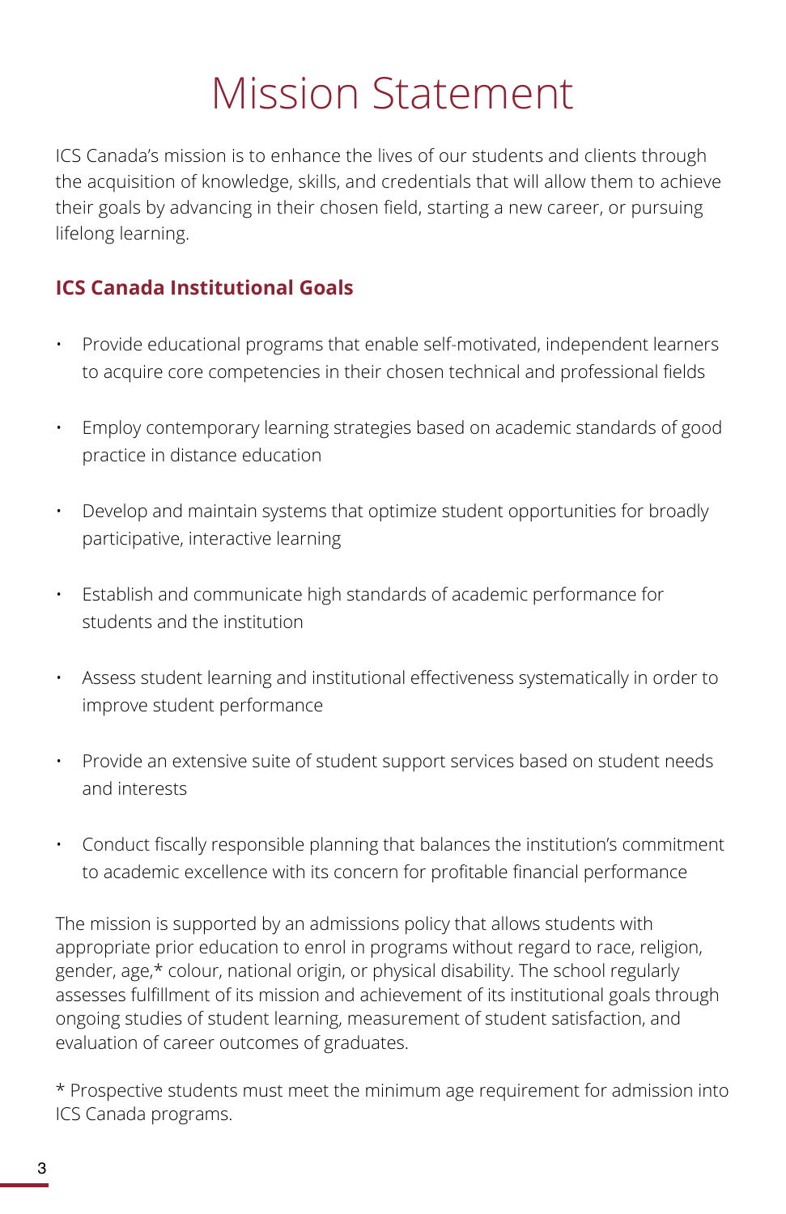# Mission Statement

ICS Canada's mission is to enhance the lives of our students and clients through the acquisition of knowledge, skills, and credentials that will allow them to achieve their goals by advancing in their chosen field, starting a new career, or pursuing lifelong learning.

## ICS Canada Institutional Goals

- Provide educational programs that enable self-motivated, independent learners to acquire core competencies in their chosen technical and professional fields
- Employ contemporary learning strategies based on academic standards of good practice in distance education
- Develop and maintain systems that optimize student opportunities for broadly participative, interactive learning
- Establish and communicate high standards of academic performance for students and the institution
- Assess student learning and institutional effectiveness systematically in order to improve student performance
- Provide an extensive suite of student support services based on student needs and interests
- Conduct fiscally responsible planning that balances the institution's commitment to academic excellence with its concern for profitable financial performance

The mission is supported by an admissions policy that allows students with appropriate prior education to enrol in programs without regard to race, religion, gender, age,* colour, national origin, or physical disability. The school regularly assesses fulfillment of its mission and achievement of its institutional goals through ongoing studies of student learning, measurement of student satisfaction, and evaluation of career outcomes of graduates.

* Prospective students must meet the minimum age requirement for admission into ICS Canada programs.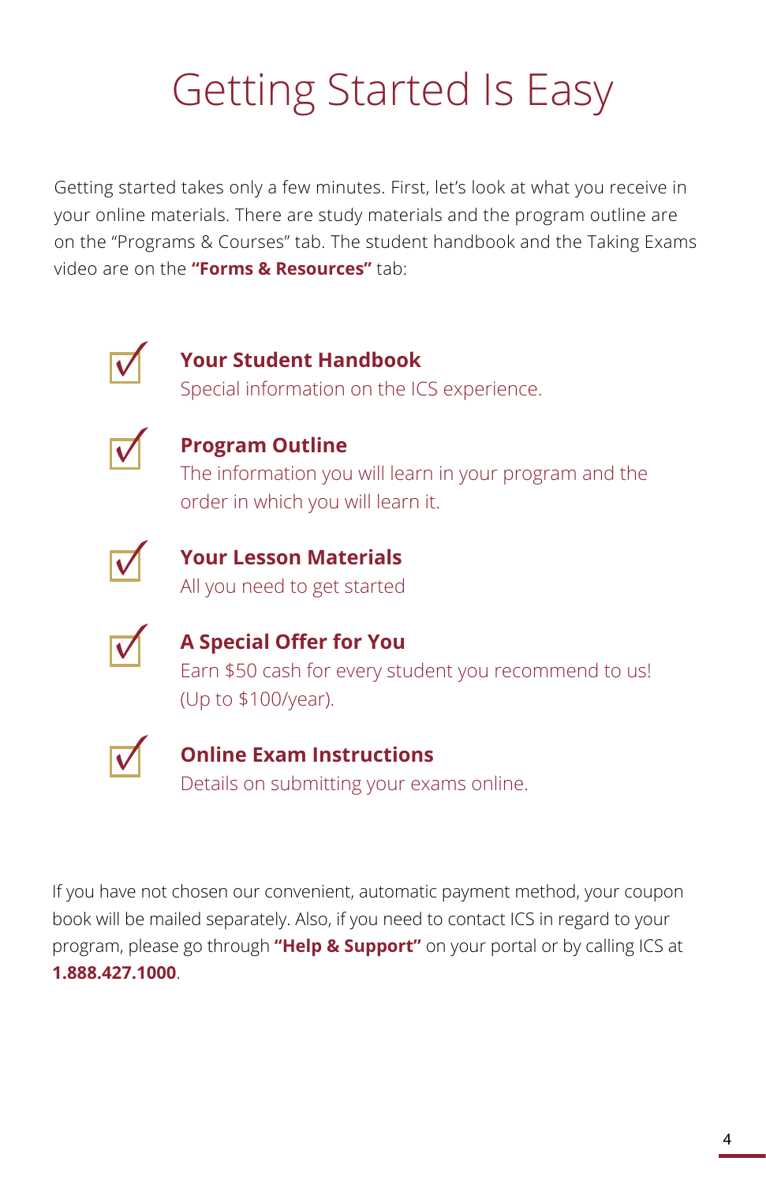# Getting Started Is Easy

Getting started takes only a few minutes. First, let's look at what you receive in your online materials. There are study materials and the program outline are on the "Programs & Courses" tab. The student handbook and the Taking Exams video are on the **"Forms & Resources"** tab:

- **Your Student Handbook**
  Special information on the ICS experience.

- **Program Outline**
  The information you will learn in your program and the order in which you will learn it.

- **Your Lesson Materials**
  All you need to get started

- **A Special Offer for You**
  Earn $50 cash for every student you recommend to us! (Up to $100/year).

- **Online Exam Instructions**
  Details on submitting your exams online.

If you have not chosen our convenient, automatic payment method, your coupon book will be mailed separately. Also, if you need to contact ICS in regard to your program, please go through **"Help & Support"** on your portal or by calling ICS at **1.888.427.1000**.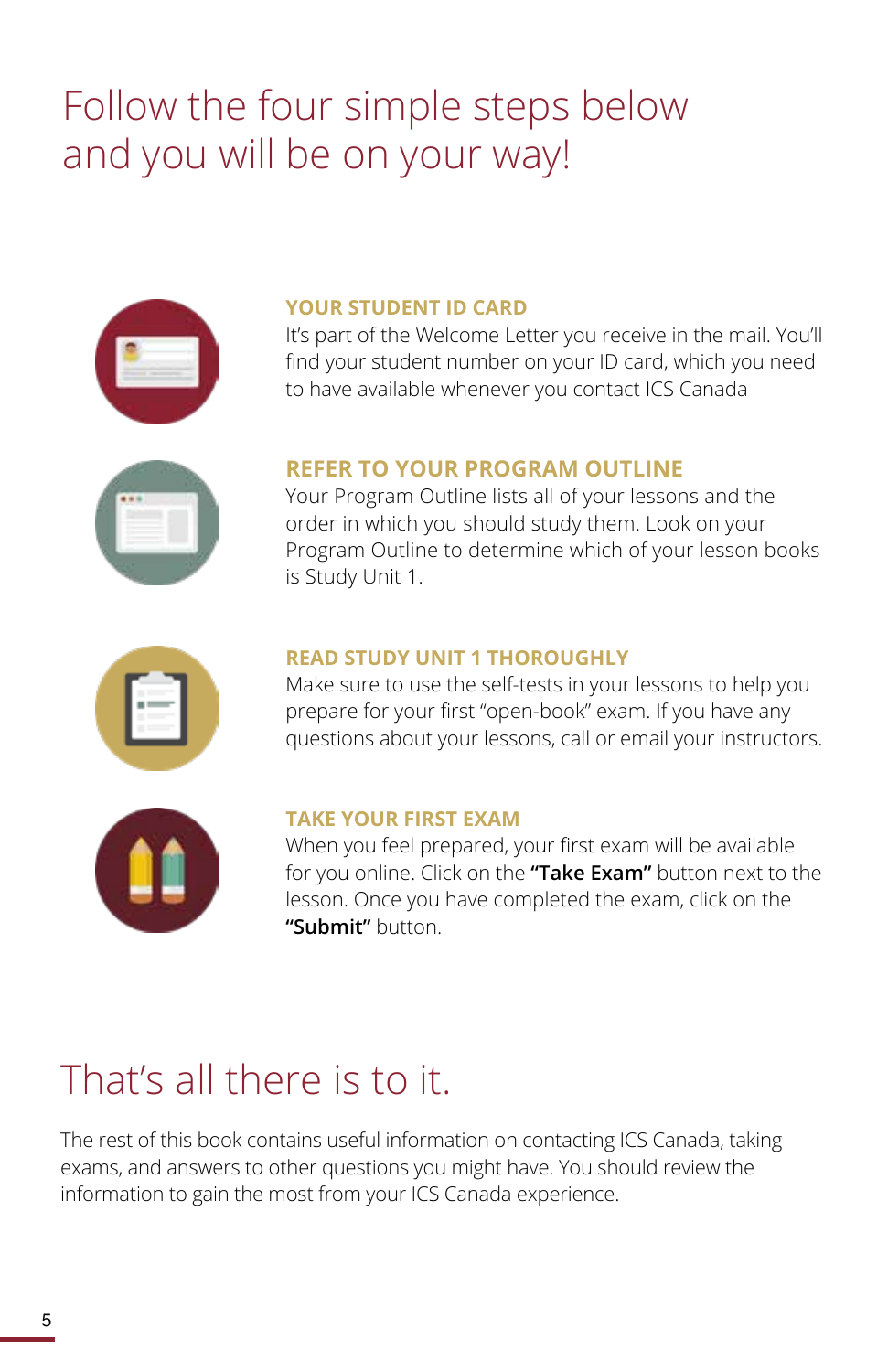# Follow the four simple steps below and you will be on your way!

### YOUR STUDENT ID CARD

It's part of the Welcome Letter you receive in the mail. You'll find your student number on your ID card, which you need to have available whenever you contact ICS Canada

### REFER TO YOUR PROGRAM OUTLINE

Your Program Outline lists all of your lessons and the order in which you should study them. Look on your Program Outline to determine which of your lesson books is Study Unit 1.

### READ STUDY UNIT 1 THOROUGHLY

Make sure to use the self-tests in your lessons to help you prepare for your first "open-book" exam. If you have any questions about your lessons, call or email your instructors.

### TAKE YOUR FIRST EXAM

When you feel prepared, your first exam will be available for you online. Click on the **"Take Exam"** button next to the lesson. Once you have completed the exam, click on the **"Submit"** button.

# That's all there is to it.

The rest of this book contains useful information on contacting ICS Canada, taking exams, and answers to other questions you might have. You should review the information to gain the most from your ICS Canada experience.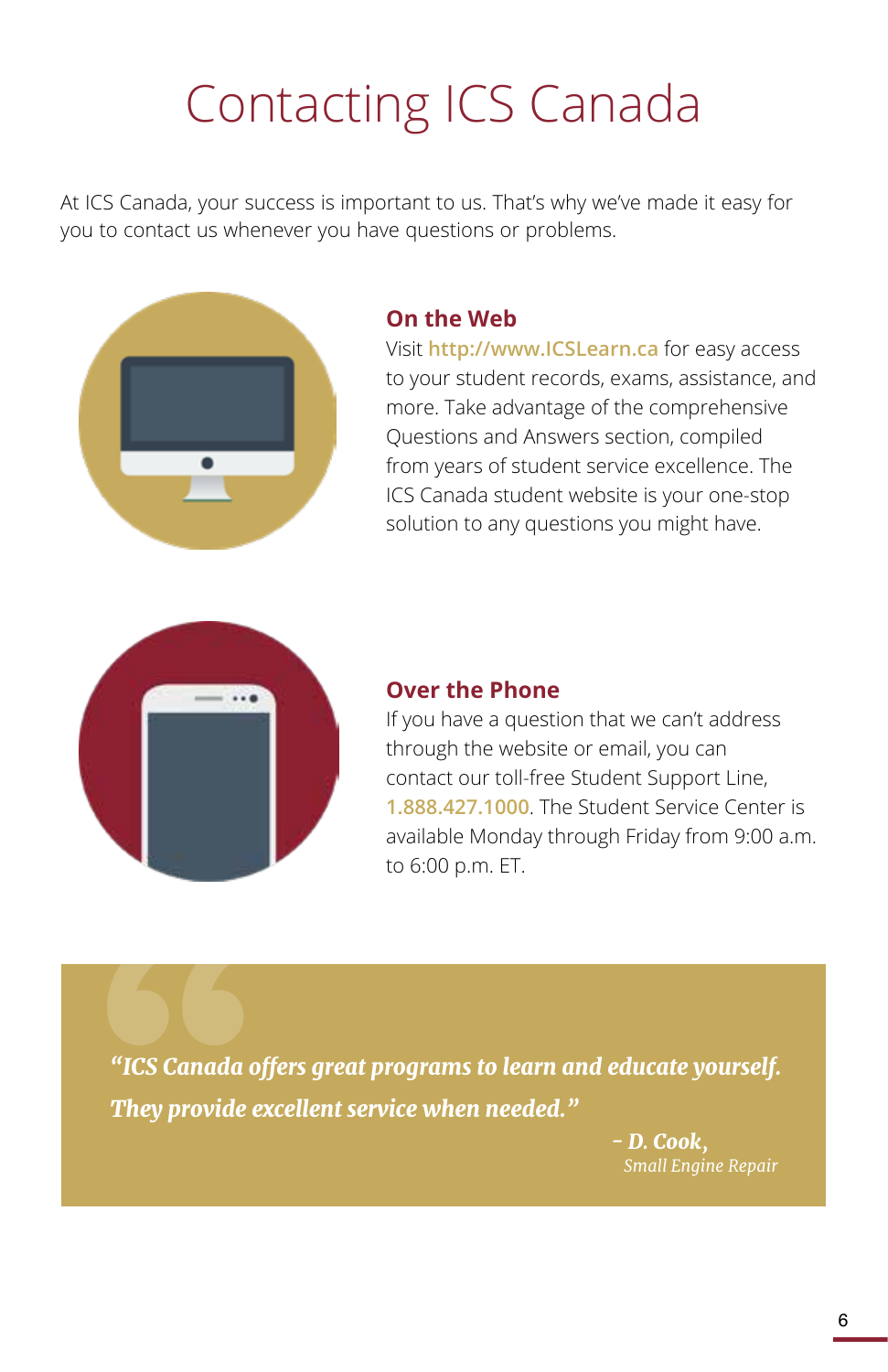# Contacting ICS Canada

At ICS Canada, your success is important to us. That's why we've made it easy for you to contact us whenever you have questions or problems.

## On the Web

Visit **http://www.ICSLearn.ca** for easy access to your student records, exams, assistance, and more. Take advantage of the comprehensive Questions and Answers section, compiled from years of student service excellence. The ICS Canada student website is your one-stop solution to any questions you might have.

## Over the Phone

If you have a question that we can't address through the website or email, you can contact our toll-free Student Support Line, **1.888.427.1000**. The Student Service Center is available Monday through Friday from 9:00 a.m. to 6:00 p.m. ET.

> ***"ICS Canada offers great programs to learn and educate yourself. They provide excellent service when needed."***
>
> ***– D. Cook,***
> *Small Engine Repair*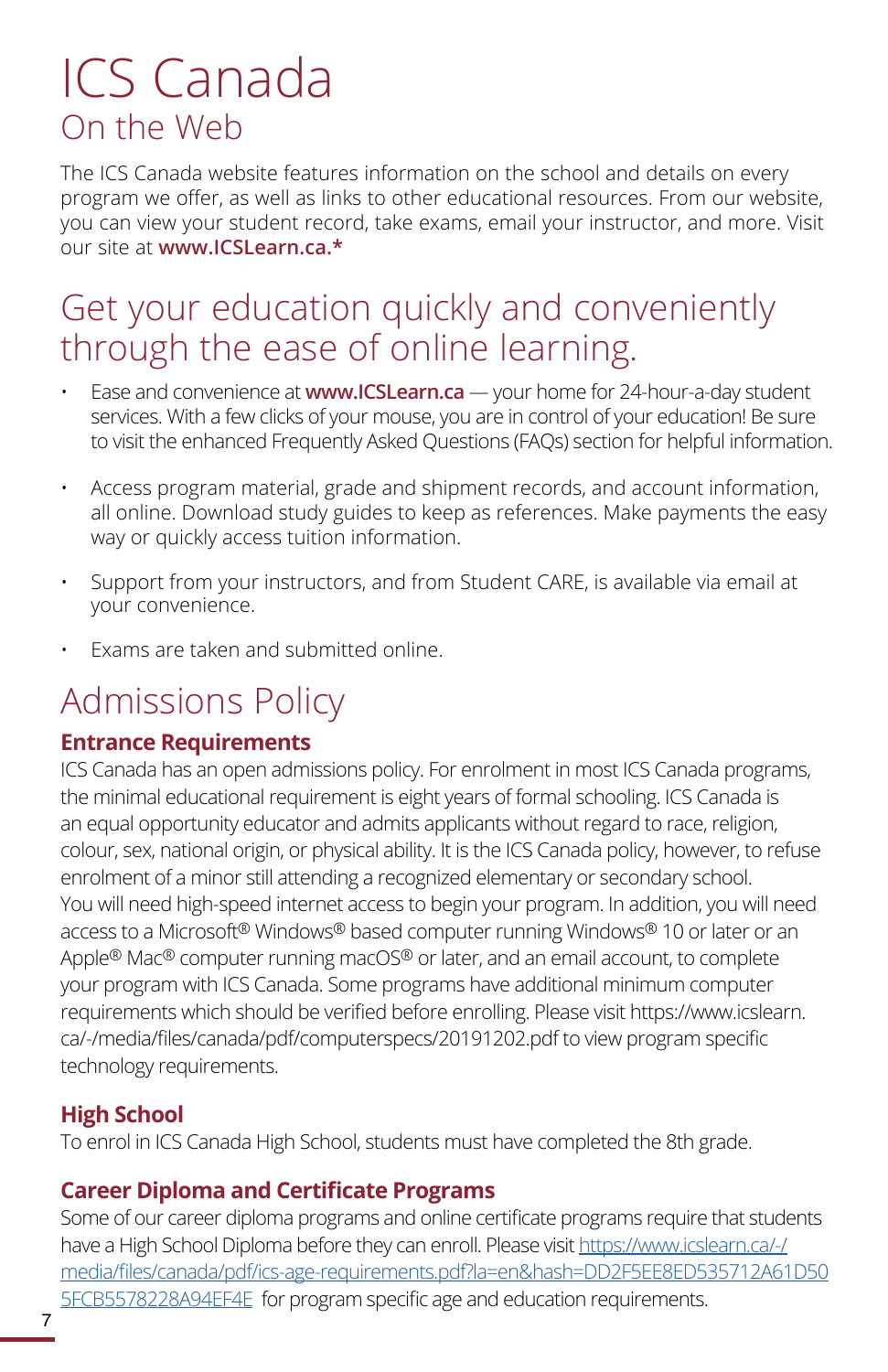# ICS Canada

## On the Web

The ICS Canada website features information on the school and details on every program we offer, as well as links to other educational resources. From our website, you can view your student record, take exams, email your instructor, and more. Visit our site at **www.ICSLearn.ca.***

## Get your education quickly and conveniently through the ease of online learning.

- Ease and convenience at **www.ICSLearn.ca** — your home for 24-hour-a-day student services. With a few clicks of your mouse, you are in control of your education! Be sure to visit the enhanced Frequently Asked Questions (FAQs) section for helpful information.
- Access program material, grade and shipment records, and account information, all online. Download study guides to keep as references. Make payments the easy way or quickly access tuition information.
- Support from your instructors, and from Student CARE, is available via email at your convenience.
- Exams are taken and submitted online.

## Admissions Policy

### Entrance Requirements

ICS Canada has an open admissions policy. For enrolment in most ICS Canada programs, the minimal educational requirement is eight years of formal schooling. ICS Canada is an equal opportunity educator and admits applicants without regard to race, religion, colour, sex, national origin, or physical ability. It is the ICS Canada policy, however, to refuse enrolment of a minor still attending a recognized elementary or secondary school. You will need high-speed internet access to begin your program. In addition, you will need access to a Microsoft® Windows® based computer running Windows® 10 or later or an Apple® Mac® computer running macOS® or later, and an email account, to complete your program with ICS Canada. Some programs have additional minimum computer requirements which should be verified before enrolling. Please visit https://www.icslearn.ca/-/media/files/canada/pdf/computerspecs/20191202.pdf to view program specific technology requirements.

### High School

To enrol in ICS Canada High School, students must have completed the 8th grade.

### Career Diploma and Certificate Programs

Some of our career diploma programs and online certificate programs require that students have a High School Diploma before they can enroll. Please visit https://www.icslearn.ca/-/media/files/canada/pdf/ics-age-requirements.pdf?la=en&hash=DD2F5EE8ED535712A61D505FCB5578228A94EF4E for program specific age and education requirements.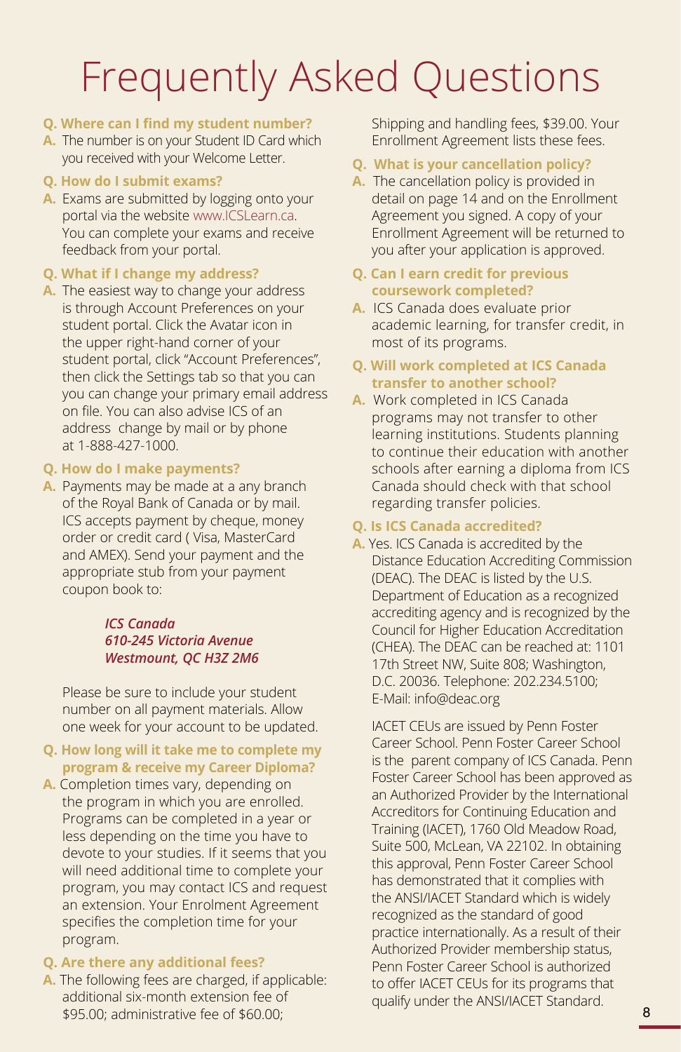# Frequently Asked Questions

**Q. Where can I find my student number?**

**A.** The number is on your Student ID Card which you received with your Welcome Letter.

**Q. How do I submit exams?**

**A.** Exams are submitted by logging onto your portal via the website www.ICSLearn.ca. You can complete your exams and receive feedback from your portal.

**Q. What if I change my address?**

**A.** The easiest way to change your address is through Account Preferences on your student portal. Click the Avatar icon in the upper right-hand corner of your student portal, click "Account Preferences", then click the Settings tab so that you can change your primary email address on file. You can also advise ICS of an address change by mail or by phone at 1-888-427-1000.

**Q. How do I make payments?**

**A.** Payments may be made at a any branch of the Royal Bank of Canada or by mail. ICS accepts payment by cheque, money order or credit card ( Visa, MasterCard and AMEX). Send your payment and the appropriate stub from your payment coupon book to:

*ICS Canada*
*610-245 Victoria Avenue*
*Westmount, QC H3Z 2M6*

Please be sure to include your student number on all payment materials. Allow one week for your account to be updated.

**Q. How long will it take me to complete my program & receive my Career Diploma?**

**A.** Completion times vary, depending on the program in which you are enrolled. Programs can be completed in a year or less depending on the time you have to devote to your studies. If it seems that you will need additional time to complete your program, you may contact ICS and request an extension. Your Enrolment Agreement specifies the completion time for your program.

**Q. Are there any additional fees?**

**A.** The following fees are charged, if applicable: additional six-month extension fee of $95.00; administrative fee of $60.00; Shipping and handling fees, $39.00. Your Enrollment Agreement lists these fees.

**Q. What is your cancellation policy?**

**A.** The cancellation policy is provided in detail on page 14 and on the Enrollment Agreement you signed. A copy of your Enrollment Agreement will be returned to you after your application is approved.

**Q. Can I earn credit for previous coursework completed?**

**A.** ICS Canada does evaluate prior academic learning, for transfer credit, in most of its programs.

**Q. Will work completed at ICS Canada transfer to another school?**

**A.** Work completed in ICS Canada programs may not transfer to other learning institutions. Students planning to continue their education with another schools after earning a diploma from ICS Canada should check with that school regarding transfer policies.

**Q. Is ICS Canada accredited?**

**A.** Yes. ICS Canada is accredited by the Distance Education Accrediting Commission (DEAC). The DEAC is listed by the U.S. Department of Education as a recognized accrediting agency and is recognized by the Council for Higher Education Accreditation (CHEA). The DEAC can be reached at: 1101 17th Street NW, Suite 808; Washington, D.C. 20036. Telephone: 202.234.5100; E-Mail: info@deac.org

IACET CEUs are issued by Penn Foster Career School. Penn Foster Career School is the parent company of ICS Canada. Penn Foster Career School has been approved as an Authorized Provider by the International Accreditors for Continuing Education and Training (IACET), 1760 Old Meadow Road, Suite 500, McLean, VA 22102. In obtaining this approval, Penn Foster Career School has demonstrated that it complies with the ANSI/IACET Standard which is widely recognized as the standard of good practice internationally. As a result of their Authorized Provider membership status, Penn Foster Career School is authorized to offer IACET CEUs for its programs that qualify under the ANSI/IACET Standard.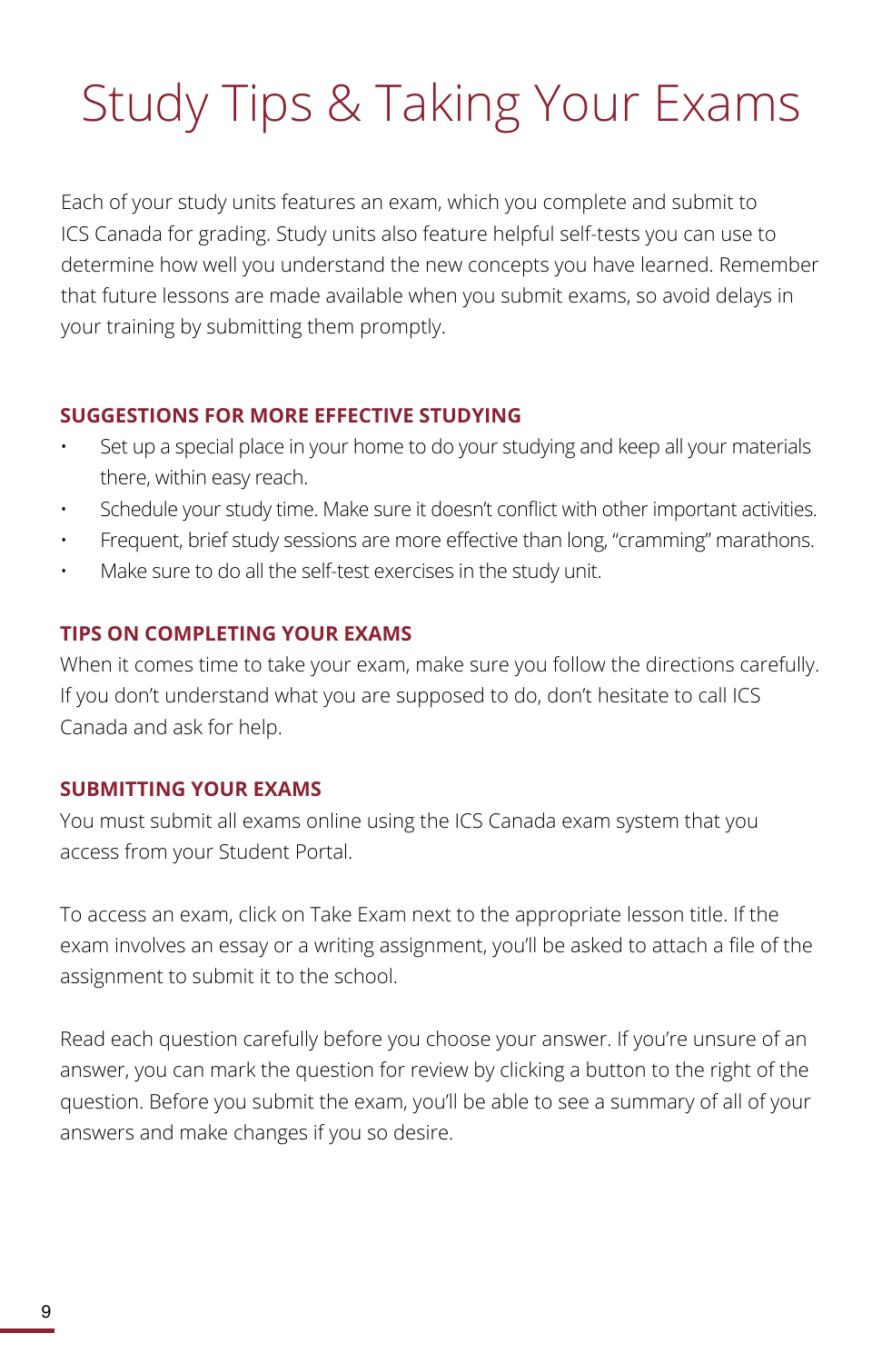# Study Tips & Taking Your Exams

Each of your study units features an exam, which you complete and submit to ICS Canada for grading. Study units also feature helpful self-tests you can use to determine how well you understand the new concepts you have learned. Remember that future lessons are made available when you submit exams, so avoid delays in your training by submitting them promptly.

## SUGGESTIONS FOR MORE EFFECTIVE STUDYING

- Set up a special place in your home to do your studying and keep all your materials there, within easy reach.
- Schedule your study time. Make sure it doesn't conflict with other important activities.
- Frequent, brief study sessions are more effective than long, "cramming" marathons.
- Make sure to do all the self-test exercises in the study unit.

## TIPS ON COMPLETING YOUR EXAMS

When it comes time to take your exam, make sure you follow the directions carefully. If you don't understand what you are supposed to do, don't hesitate to call ICS Canada and ask for help.

## SUBMITTING YOUR EXAMS

You must submit all exams online using the ICS Canada exam system that you access from your Student Portal.

To access an exam, click on Take Exam next to the appropriate lesson title. If the exam involves an essay or a writing assignment, you'll be asked to attach a file of the assignment to submit it to the school.

Read each question carefully before you choose your answer. If you're unsure of an answer, you can mark the question for review by clicking a button to the right of the question. Before you submit the exam, you'll be able to see a summary of all of your answers and make changes if you so desire.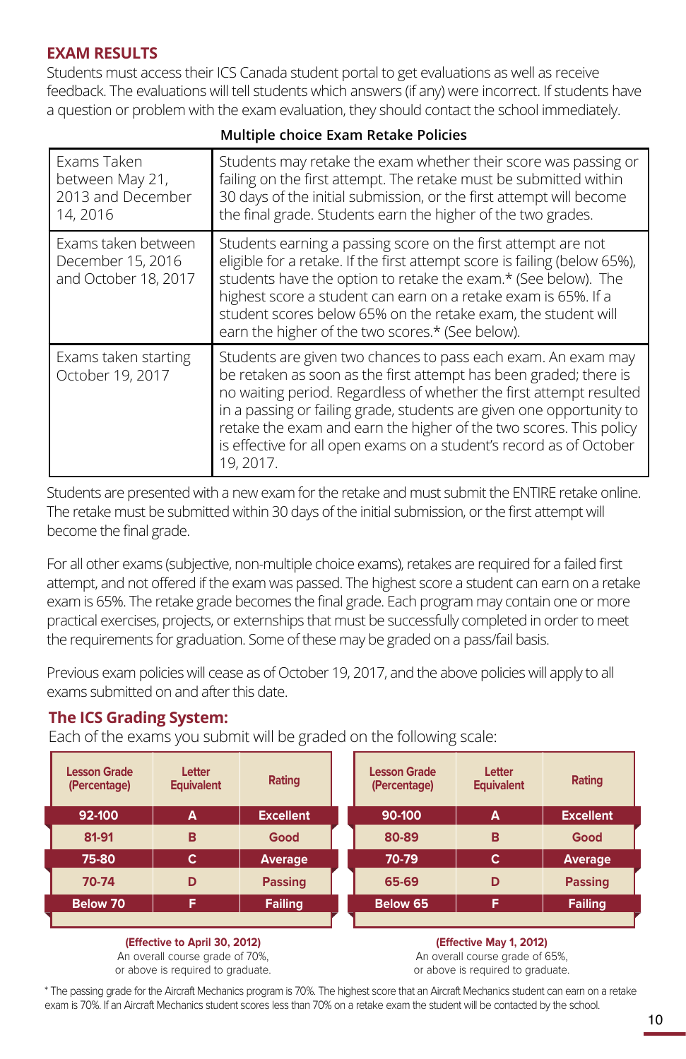## EXAM RESULTS

Students must access their ICS Canada student portal to get evaluations as well as receive feedback. The evaluations will tell students which answers (if any) were incorrect. If students have a question or problem with the exam evaluation, they should contact the school immediately.

**Multiple choice Exam Retake Policies**

| | |
|---|---|
| Exams Taken between May 21, 2013 and December 14, 2016 | Students may retake the exam whether their score was passing or failing on the first attempt. The retake must be submitted within 30 days of the initial submission, or the first attempt will become the final grade. Students earn the higher of the two grades. |
| Exams taken between December 15, 2016 and October 18, 2017 | Students earning a passing score on the first attempt are not eligible for a retake. If the first attempt score is failing (below 65%), students have the option to retake the exam.* (See below). The highest score a student can earn on a retake exam is 65%. If a student scores below 65% on the retake exam, the student will earn the higher of the two scores.* (See below). |
| Exams taken starting October 19, 2017 | Students are given two chances to pass each exam. An exam may be retaken as soon as the first attempt has been graded; there is no waiting period. Regardless of whether the first attempt resulted in a passing or failing grade, students are given one opportunity to retake the exam and earn the higher of the two scores. This policy is effective for all open exams on a student's record as of October 19, 2017. |

Students are presented with a new exam for the retake and must submit the ENTIRE retake online. The retake must be submitted within 30 days of the initial submission, or the first attempt will become the final grade.

For all other exams (subjective, non-multiple choice exams), retakes are required for a failed first attempt, and not offered if the exam was passed. The highest score a student can earn on a retake exam is 65%. The retake grade becomes the final grade. Each program may contain one or more practical exercises, projects, or externships that must be successfully completed in order to meet the requirements for graduation. Some of these may be graded on a pass/fail basis.

Previous exam policies will cease as of October 19, 2017, and the above policies will apply to all exams submitted on and after this date.

## The ICS Grading System:

Each of the exams you submit will be graded on the following scale:

| Lesson Grade (Percentage) | Letter Equivalent | Rating |
|---|---|---|
| 92-100 | A | Excellent |
| 81-91 | B | Good |
| 75-80 | C | Average |
| 70-74 | D | Passing |
| Below 70 | F | Failing |

**(Effective to April 30, 2012)**
An overall course grade of 70%, or above is required to graduate.

| Lesson Grade (Percentage) | Letter Equivalent | Rating |
|---|---|---|
| 90-100 | A | Excellent |
| 80-89 | B | Good |
| 70-79 | C | Average |
| 65-69 | D | Passing |
| Below 65 | F | Failing |

**(Effective May 1, 2012)**
An overall course grade of 65%, or above is required to graduate.

* The passing grade for the Aircraft Mechanics program is 70%. The highest score that an Aircraft Mechanics student can earn on a retake exam is 70%. If an Aircraft Mechanics student scores less than 70% on a retake exam the student will be contacted by the school.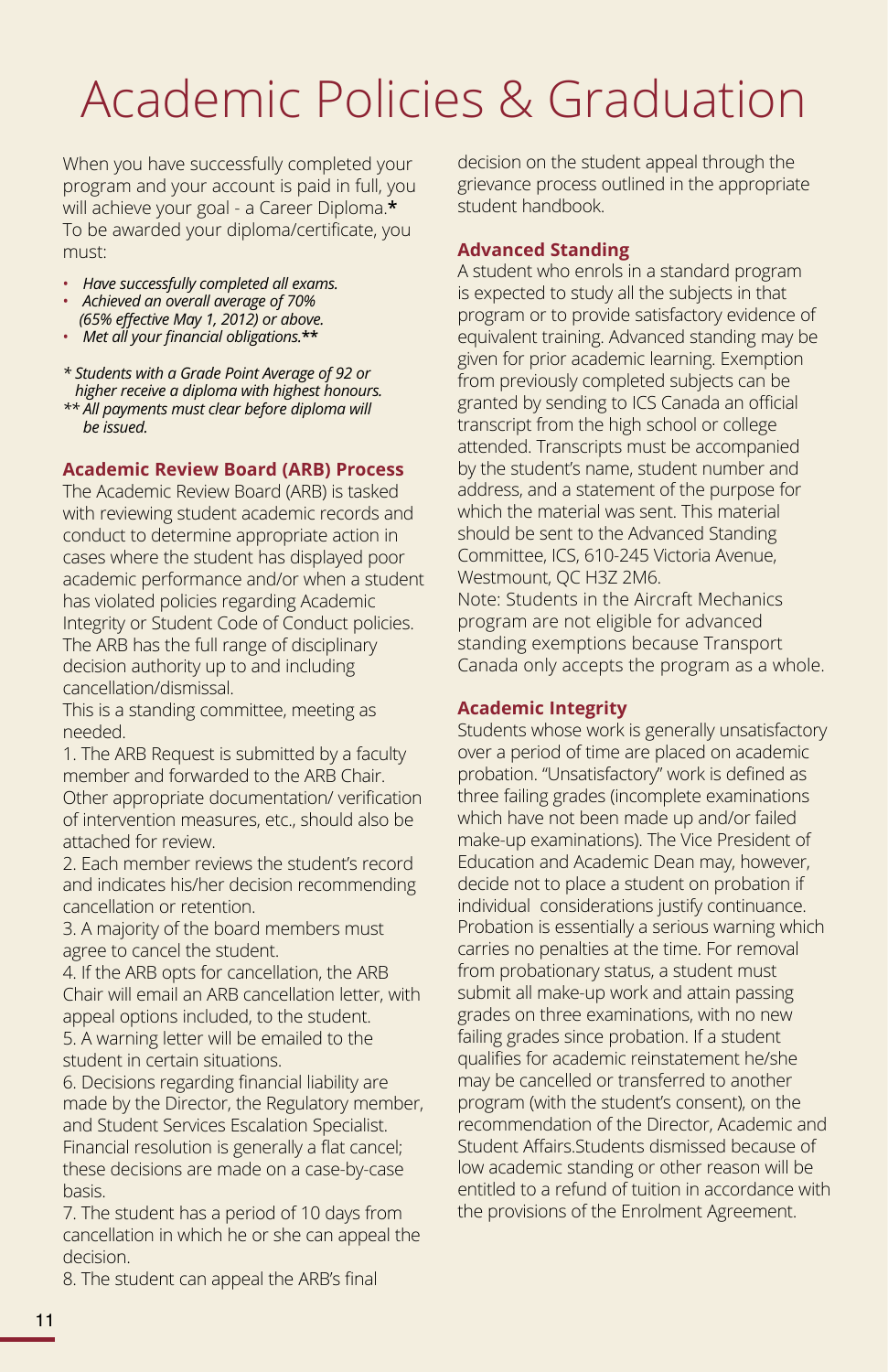# Academic Policies & Graduation

When you have successfully completed your program and your account is paid in full, you will achieve your goal - a Career Diploma.**\***
To be awarded your diploma/certificate, you must:

- *Have successfully completed all exams.*
- *Achieved an overall average of 70% (65% effective May 1, 2012) or above.*
- *Met all your financial obligations.***

*\* Students with a Grade Point Average of 92 or higher receive a diploma with highest honours.*
*\*\* All payments must clear before diploma will be issued.*

### Academic Review Board (ARB) Process

The Academic Review Board (ARB) is tasked with reviewing student academic records and conduct to determine appropriate action in cases where the student has displayed poor academic performance and/or when a student has violated policies regarding Academic Integrity or Student Code of Conduct policies. The ARB has the full range of disciplinary decision authority up to and including cancellation/dismissal.

This is a standing committee, meeting as needed.

1. The ARB Request is submitted by a faculty member and forwarded to the ARB Chair. Other appropriate documentation/ verification of intervention measures, etc., should also be attached for review.
2. Each member reviews the student's record and indicates his/her decision recommending cancellation or retention.
3. A majority of the board members must agree to cancel the student.
4. If the ARB opts for cancellation, the ARB Chair will email an ARB cancellation letter, with appeal options included, to the student.
5. A warning letter will be emailed to the student in certain situations.
6. Decisions regarding financial liability are made by the Director, the Regulatory member, and Student Services Escalation Specialist. Financial resolution is generally a flat cancel; these decisions are made on a case-by-case basis.
7. The student has a period of 10 days from cancellation in which he or she can appeal the decision.
8. The student can appeal the ARB's final decision on the student appeal through the grievance process outlined in the appropriate student handbook.

### Advanced Standing

A student who enrols in a standard program is expected to study all the subjects in that program or to provide satisfactory evidence of equivalent training. Advanced standing may be given for prior academic learning. Exemption from previously completed subjects can be granted by sending to ICS Canada an official transcript from the high school or college attended. Transcripts must be accompanied by the student's name, student number and address, and a statement of the purpose for which the material was sent. This material should be sent to the Advanced Standing Committee, ICS, 610-245 Victoria Avenue, Westmount, QC H3Z 2M6.
Note: Students in the Aircraft Mechanics program are not eligible for advanced standing exemptions because Transport Canada only accepts the program as a whole.

### Academic Integrity

Students whose work is generally unsatisfactory over a period of time are placed on academic probation. "Unsatisfactory" work is defined as three failing grades (incomplete examinations which have not been made up and/or failed make-up examinations). The Vice President of Education and Academic Dean may, however, decide not to place a student on probation if individual considerations justify continuance. Probation is essentially a serious warning which carries no penalties at the time. For removal from probationary status, a student must submit all make-up work and attain passing grades on three examinations, with no new failing grades since probation. If a student qualifies for academic reinstatement he/she may be cancelled or transferred to another program (with the student's consent), on the recommendation of the Director, Academic and Student Affairs.Students dismissed because of low academic standing or other reason will be entitled to a refund of tuition in accordance with the provisions of the Enrolment Agreement.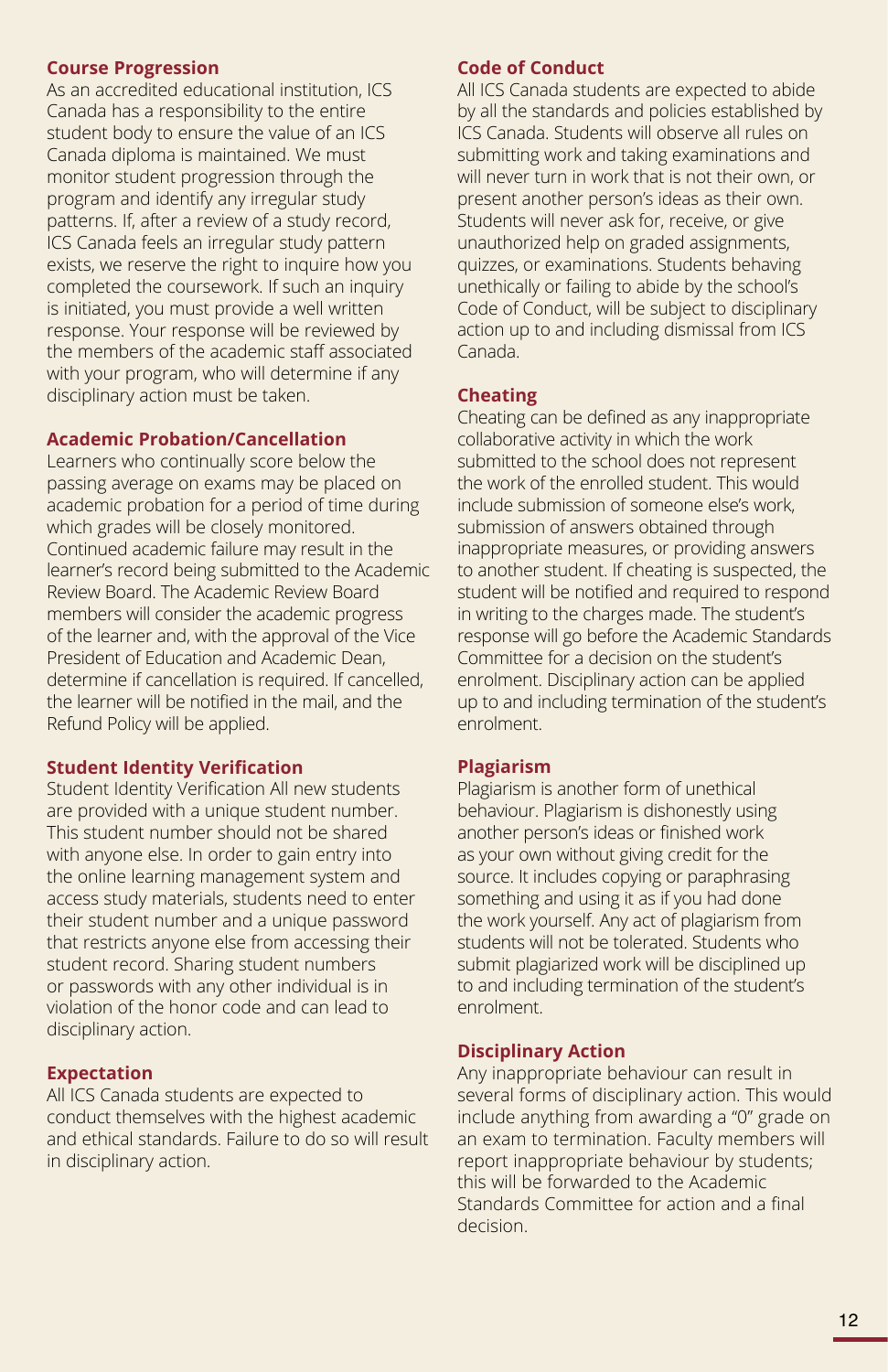### Course Progression

As an accredited educational institution, ICS Canada has a responsibility to the entire student body to ensure the value of an ICS Canada diploma is maintained. We must monitor student progression through the program and identify any irregular study patterns. If, after a review of a study record, ICS Canada feels an irregular study pattern exists, we reserve the right to inquire how you completed the coursework. If such an inquiry is initiated, you must provide a well written response. Your response will be reviewed by the members of the academic staff associated with your program, who will determine if any disciplinary action must be taken.

### Academic Probation/Cancellation

Learners who continually score below the passing average on exams may be placed on academic probation for a period of time during which grades will be closely monitored. Continued academic failure may result in the learner's record being submitted to the Academic Review Board. The Academic Review Board members will consider the academic progress of the learner and, with the approval of the Vice President of Education and Academic Dean, determine if cancellation is required. If cancelled, the learner will be notified in the mail, and the Refund Policy will be applied.

### Student Identity Verification

Student Identity Verification All new students are provided with a unique student number. This student number should not be shared with anyone else. In order to gain entry into the online learning management system and access study materials, students need to enter their student number and a unique password that restricts anyone else from accessing their student record. Sharing student numbers or passwords with any other individual is in violation of the honor code and can lead to disciplinary action.

### Expectation

All ICS Canada students are expected to conduct themselves with the highest academic and ethical standards. Failure to do so will result in disciplinary action.

### Code of Conduct

All ICS Canada students are expected to abide by all the standards and policies established by ICS Canada. Students will observe all rules on submitting work and taking examinations and will never turn in work that is not their own, or present another person's ideas as their own. Students will never ask for, receive, or give unauthorized help on graded assignments, quizzes, or examinations. Students behaving unethically or failing to abide by the school's Code of Conduct, will be subject to disciplinary action up to and including dismissal from ICS Canada.

### Cheating

Cheating can be defined as any inappropriate collaborative activity in which the work submitted to the school does not represent the work of the enrolled student. This would include submission of someone else's work, submission of answers obtained through inappropriate measures, or providing answers to another student. If cheating is suspected, the student will be notified and required to respond in writing to the charges made. The student's response will go before the Academic Standards Committee for a decision on the student's enrolment. Disciplinary action can be applied up to and including termination of the student's enrolment.

### Plagiarism

Plagiarism is another form of unethical behaviour. Plagiarism is dishonestly using another person's ideas or finished work as your own without giving credit for the source. It includes copying or paraphrasing something and using it as if you had done the work yourself. Any act of plagiarism from students will not be tolerated. Students who submit plagiarized work will be disciplined up to and including termination of the student's enrolment.

### Disciplinary Action

Any inappropriate behaviour can result in several forms of disciplinary action. This would include anything from awarding a "0" grade on an exam to termination. Faculty members will report inappropriate behaviour by students; this will be forwarded to the Academic Standards Committee for action and a final decision.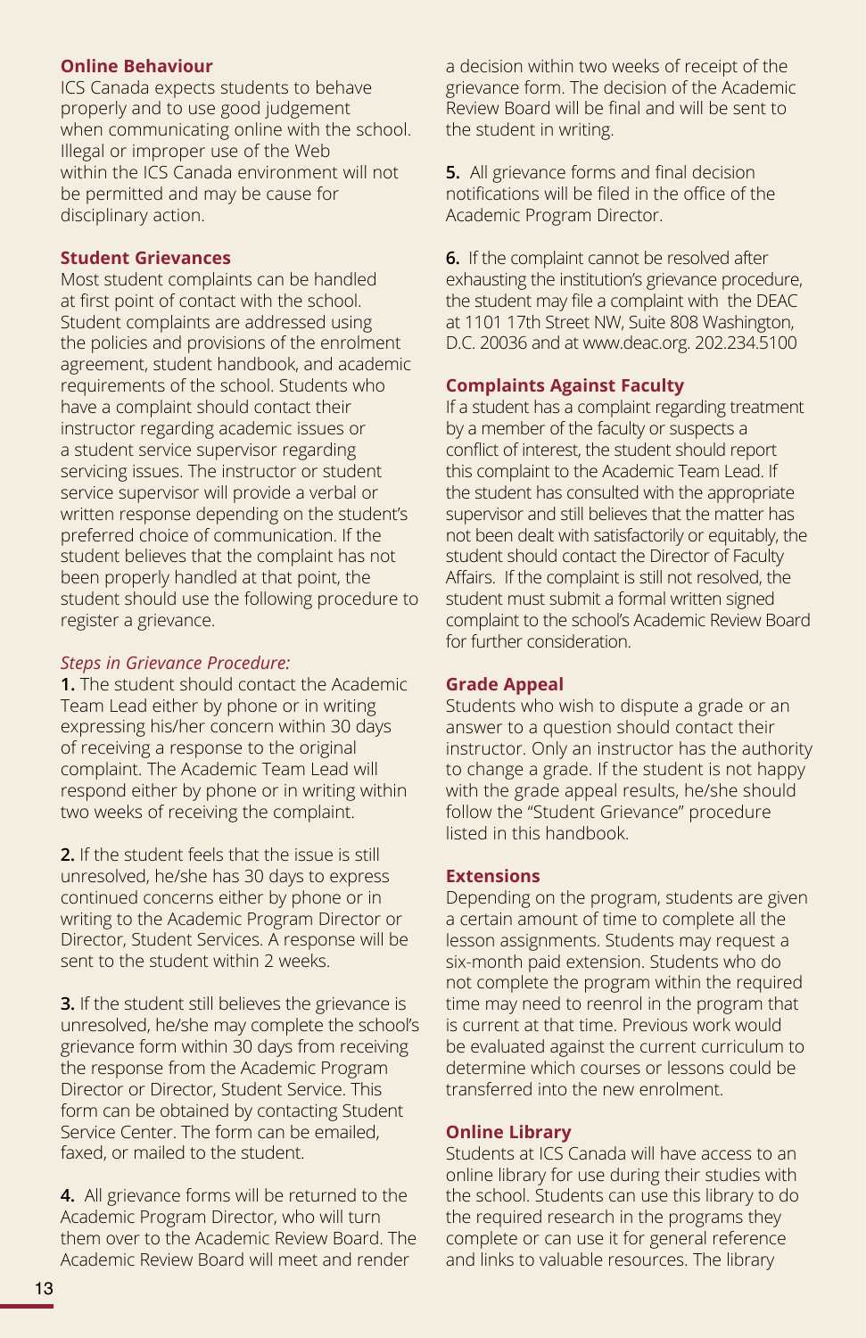### Online Behaviour

ICS Canada expects students to behave properly and to use good judgement when communicating online with the school. Illegal or improper use of the Web within the ICS Canada environment will not be permitted and may be cause for disciplinary action.

### Student Grievances

Most student complaints can be handled at first point of contact with the school. Student complaints are addressed using the policies and provisions of the enrolment agreement, student handbook, and academic requirements of the school. Students who have a complaint should contact their instructor regarding academic issues or a student service supervisor regarding servicing issues. The instructor or student service supervisor will provide a verbal or written response depending on the student's preferred choice of communication. If the student believes that the complaint has not been properly handled at that point, the student should use the following procedure to register a grievance.

*Steps in Grievance Procedure:*

**1.** The student should contact the Academic Team Lead either by phone or in writing expressing his/her concern within 30 days of receiving a response to the original complaint. The Academic Team Lead will respond either by phone or in writing within two weeks of receiving the complaint.

**2.** If the student feels that the issue is still unresolved, he/she has 30 days to express continued concerns either by phone or in writing to the Academic Program Director or Director, Student Services. A response will be sent to the student within 2 weeks.

**3.** If the student still believes the grievance is unresolved, he/she may complete the school's grievance form within 30 days from receiving the response from the Academic Program Director or Director, Student Service. This form can be obtained by contacting Student Service Center. The form can be emailed, faxed, or mailed to the student.

**4.** All grievance forms will be returned to the Academic Program Director, who will turn them over to the Academic Review Board. The Academic Review Board will meet and render a decision within two weeks of receipt of the grievance form. The decision of the Academic Review Board will be final and will be sent to the student in writing.

**5.** All grievance forms and final decision notifications will be filed in the office of the Academic Program Director.

**6.** If the complaint cannot be resolved after exhausting the institution's grievance procedure, the student may file a complaint with the DEAC at 1101 17th Street NW, Suite 808 Washington, D.C. 20036 and at www.deac.org. 202.234.5100

### Complaints Against Faculty

If a student has a complaint regarding treatment by a member of the faculty or suspects a conflict of interest, the student should report this complaint to the Academic Team Lead. If the student has consulted with the appropriate supervisor and still believes that the matter has not been dealt with satisfactorily or equitably, the student should contact the Director of Faculty Affairs. If the complaint is still not resolved, the student must submit a formal written signed complaint to the school's Academic Review Board for further consideration.

### Grade Appeal

Students who wish to dispute a grade or an answer to a question should contact their instructor. Only an instructor has the authority to change a grade. If the student is not happy with the grade appeal results, he/she should follow the "Student Grievance" procedure listed in this handbook.

### Extensions

Depending on the program, students are given a certain amount of time to complete all the lesson assignments. Students may request a six-month paid extension. Students who do not complete the program within the required time may need to reenrol in the program that is current at that time. Previous work would be evaluated against the current curriculum to determine which courses or lessons could be transferred into the new enrolment.

### Online Library

Students at ICS Canada will have access to an online library for use during their studies with the school. Students can use this library to do the required research in the programs they complete or can use it for general reference and links to valuable resources. The library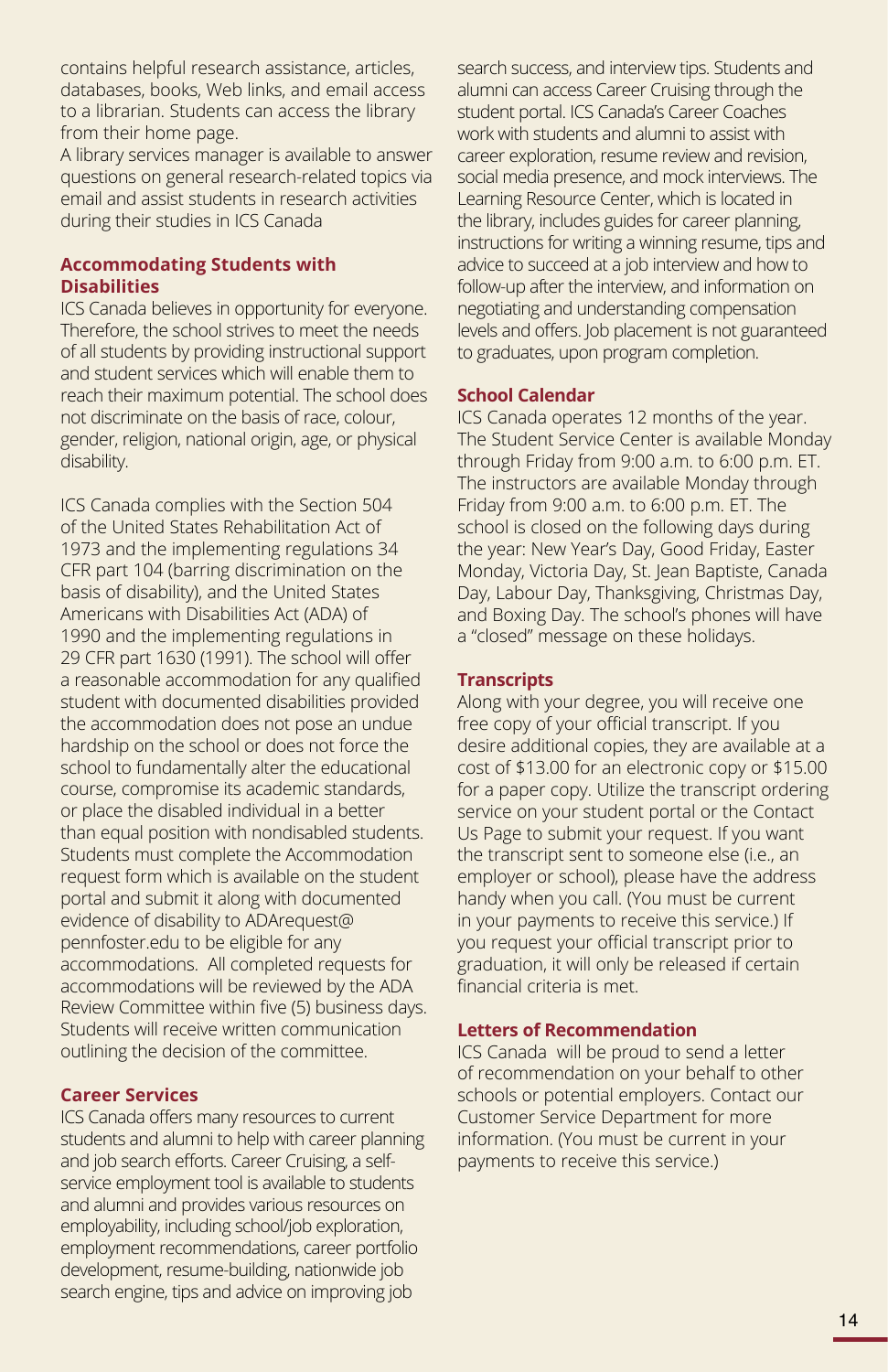contains helpful research assistance, articles, databases, books, Web links, and email access to a librarian. Students can access the library from their home page.
A library services manager is available to answer questions on general research-related topics via email and assist students in research activities during their studies in ICS Canada

## Accommodating Students with Disabilities

ICS Canada believes in opportunity for everyone. Therefore, the school strives to meet the needs of all students by providing instructional support and student services which will enable them to reach their maximum potential. The school does not discriminate on the basis of race, colour, gender, religion, national origin, age, or physical disability.

ICS Canada complies with the Section 504 of the United States Rehabilitation Act of 1973 and the implementing regulations 34 CFR part 104 (barring discrimination on the basis of disability), and the United States Americans with Disabilities Act (ADA) of 1990 and the implementing regulations in 29 CFR part 1630 (1991). The school will offer a reasonable accommodation for any qualified student with documented disabilities provided the accommodation does not pose an undue hardship on the school or does not force the school to fundamentally alter the educational course, compromise its academic standards, or place the disabled individual in a better than equal position with nondisabled students. Students must complete the Accommodation request form which is available on the student portal and submit it along with documented evidence of disability to ADArequest@pennfoster.edu to be eligible for any accommodations. All completed requests for accommodations will be reviewed by the ADA Review Committee within five (5) business days. Students will receive written communication outlining the decision of the committee.

## Career Services

ICS Canada offers many resources to current students and alumni to help with career planning and job search efforts. Career Cruising, a self-service employment tool is available to students and alumni and provides various resources on employability, including school/job exploration, employment recommendations, career portfolio development, resume-building, nationwide job search engine, tips and advice on improving job search success, and interview tips. Students and alumni can access Career Cruising through the student portal. ICS Canada's Career Coaches work with students and alumni to assist with career exploration, resume review and revision, social media presence, and mock interviews. The Learning Resource Center, which is located in the library, includes guides for career planning, instructions for writing a winning resume, tips and advice to succeed at a job interview and how to follow-up after the interview, and information on negotiating and understanding compensation levels and offers. Job placement is not guaranteed to graduates, upon program completion.

## School Calendar

ICS Canada operates 12 months of the year. The Student Service Center is available Monday through Friday from 9:00 a.m. to 6:00 p.m. ET. The instructors are available Monday through Friday from 9:00 a.m. to 6:00 p.m. ET. The school is closed on the following days during the year: New Year's Day, Good Friday, Easter Monday, Victoria Day, St. Jean Baptiste, Canada Day, Labour Day, Thanksgiving, Christmas Day, and Boxing Day. The school's phones will have a "closed" message on these holidays.

## Transcripts

Along with your degree, you will receive one free copy of your official transcript. If you desire additional copies, they are available at a cost of $13.00 for an electronic copy or $15.00 for a paper copy. Utilize the transcript ordering service on your student portal or the Contact Us Page to submit your request. If you want the transcript sent to someone else (i.e., an employer or school), please have the address handy when you call. (You must be current in your payments to receive this service.) If you request your official transcript prior to graduation, it will only be released if certain financial criteria is met.

## Letters of Recommendation

ICS Canada will be proud to send a letter of recommendation on your behalf to other schools or potential employers. Contact our Customer Service Department for more information. (You must be current in your payments to receive this service.)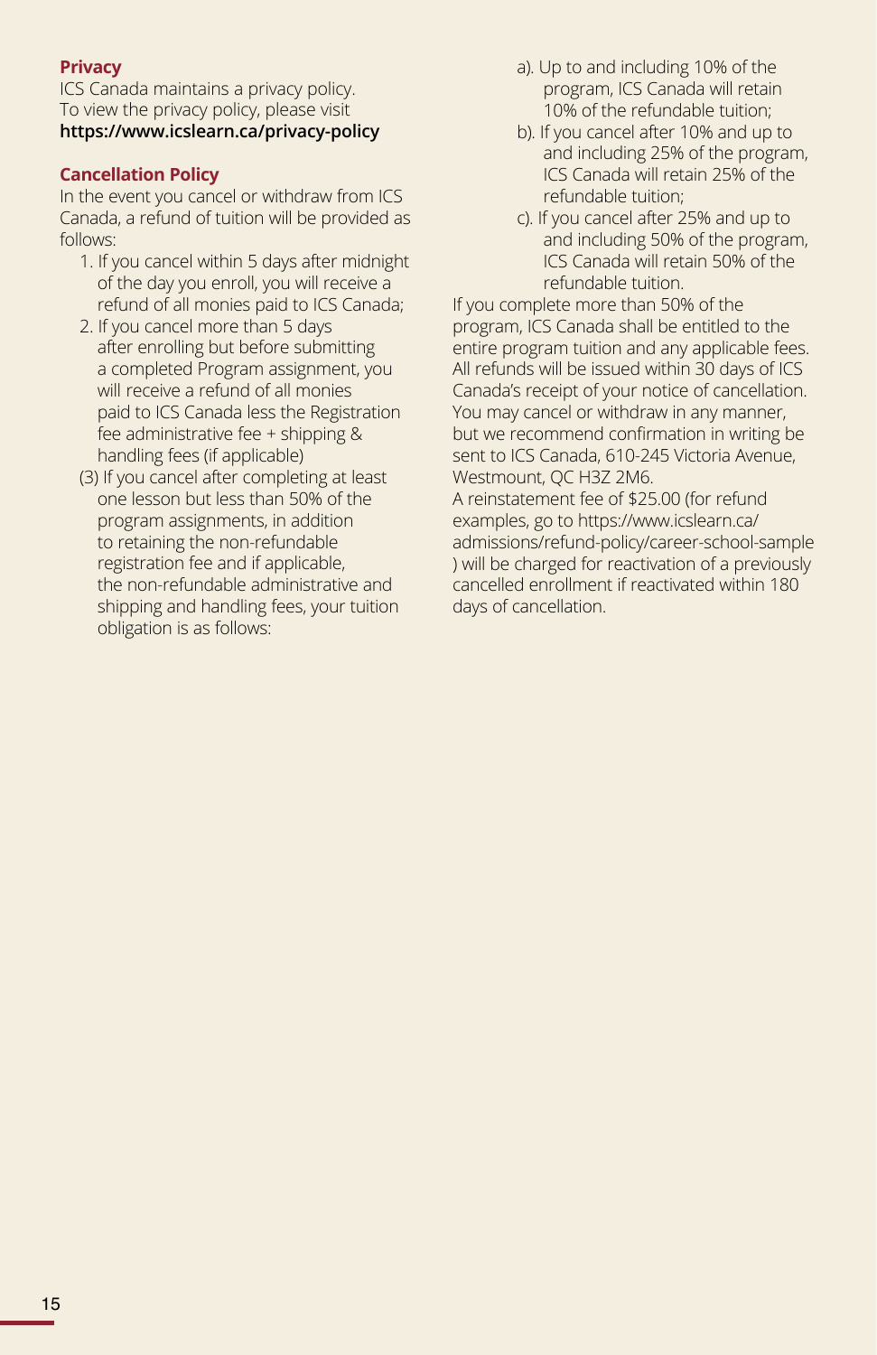**Privacy**

ICS Canada maintains a privacy policy. To view the privacy policy, please visit **https://www.icslearn.ca/privacy-policy**

**Cancellation Policy**

In the event you cancel or withdraw from ICS Canada, a refund of tuition will be provided as follows:

1. If you cancel within 5 days after midnight of the day you enroll, you will receive a refund of all monies paid to ICS Canada;
2. If you cancel more than 5 days after enrolling but before submitting a completed Program assignment, you will receive a refund of all monies paid to ICS Canada less the Registration fee administrative fee + shipping & handling fees (if applicable)

(3) If you cancel after completing at least one lesson but less than 50% of the program assignments, in addition to retaining the non-refundable registration fee and if applicable, the non-refundable administrative and shipping and handling fees, your tuition obligation is as follows:

a). Up to and including 10% of the program, ICS Canada will retain 10% of the refundable tuition;

b). If you cancel after 10% and up to and including 25% of the program, ICS Canada will retain 25% of the refundable tuition;

c). If you cancel after 25% and up to and including 50% of the program, ICS Canada will retain 50% of the refundable tuition.

If you complete more than 50% of the program, ICS Canada shall be entitled to the entire program tuition and any applicable fees. All refunds will be issued within 30 days of ICS Canada's receipt of your notice of cancellation. You may cancel or withdraw in any manner, but we recommend confirmation in writing be sent to ICS Canada, 610-245 Victoria Avenue, Westmount, QC H3Z 2M6.

A reinstatement fee of $25.00 (for refund examples, go to https://www.icslearn.ca/admissions/refund-policy/career-school-sample ) will be charged for reactivation of a previously cancelled enrollment if reactivated within 180 days of cancellation.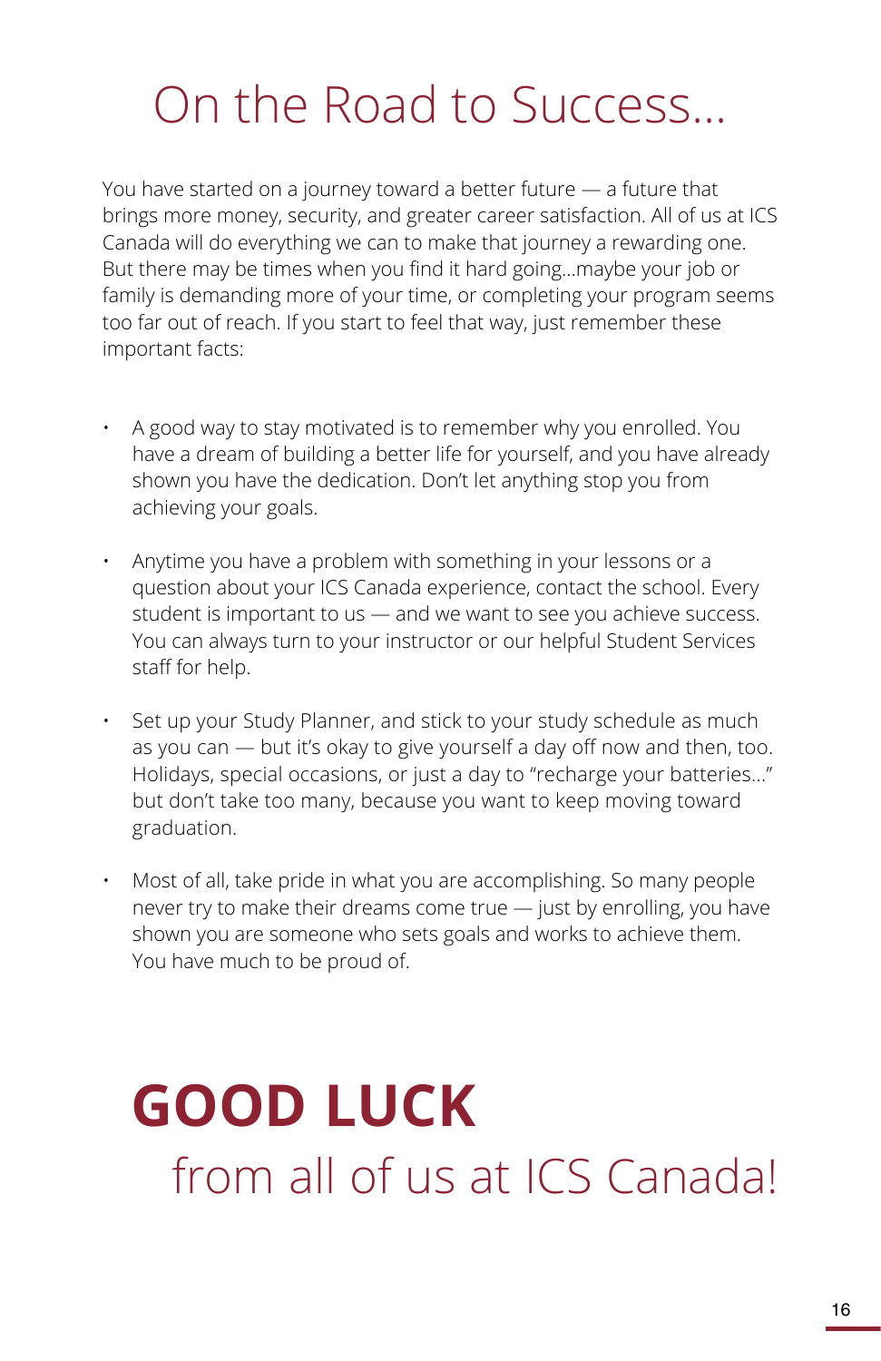# On the Road to Success...

You have started on a journey toward a better future — a future that brings more money, security, and greater career satisfaction. All of us at ICS Canada will do everything we can to make that journey a rewarding one. But there may be times when you find it hard going...maybe your job or family is demanding more of your time, or completing your program seems too far out of reach. If you start to feel that way, just remember these important facts:

- A good way to stay motivated is to remember why you enrolled. You have a dream of building a better life for yourself, and you have already shown you have the dedication. Don't let anything stop you from achieving your goals.

- Anytime you have a problem with something in your lessons or a question about your ICS Canada experience, contact the school. Every student is important to us — and we want to see you achieve success. You can always turn to your instructor or our helpful Student Services staff for help.

- Set up your Study Planner, and stick to your study schedule as much as you can — but it's okay to give yourself a day off now and then, too. Holidays, special occasions, or just a day to "recharge your batteries..." but don't take too many, because you want to keep moving toward graduation.

- Most of all, take pride in what you are accomplishing. So many people never try to make their dreams come true — just by enrolling, you have shown you are someone who sets goals and works to achieve them. You have much to be proud of.

# GOOD LUCK

## from all of us at ICS Canada!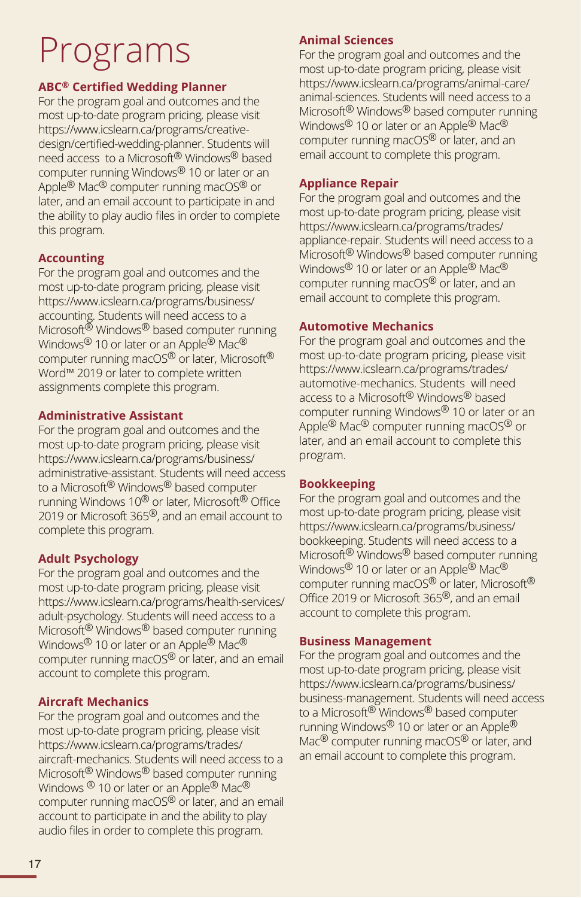# Programs

### ABC® Certified Wedding Planner

For the program goal and outcomes and the most up-to-date program pricing, please visit https://www.icslearn.ca/programs/creative-design/certified-wedding-planner. Students will need access to a Microsoft® Windows® based computer running Windows® 10 or later or an Apple® Mac® computer running macOS® or later, and an email account to participate in and the ability to play audio files in order to complete this program.

### Accounting

For the program goal and outcomes and the most up-to-date program pricing, please visit https://www.icslearn.ca/programs/business/accounting. Students will need access to a Microsoft® Windows® based computer running Windows® 10 or later or an Apple® Mac® computer running macOS® or later, Microsoft® Word™ 2019 or later to complete written assignments complete this program.

### Administrative Assistant

For the program goal and outcomes and the most up-to-date program pricing, please visit https://www.icslearn.ca/programs/business/administrative-assistant. Students will need access to a Microsoft® Windows® based computer running Windows 10® or later, Microsoft® Office 2019 or Microsoft 365®, and an email account to complete this program.

### Adult Psychology

For the program goal and outcomes and the most up-to-date program pricing, please visit https://www.icslearn.ca/programs/health-services/adult-psychology. Students will need access to a Microsoft® Windows® based computer running Windows® 10 or later or an Apple® Mac® computer running macOS® or later, and an email account to complete this program.

### Aircraft Mechanics

For the program goal and outcomes and the most up-to-date program pricing, please visit https://www.icslearn.ca/programs/trades/aircraft-mechanics. Students will need access to a Microsoft® Windows® based computer running Windows ® 10 or later or an Apple® Mac® computer running macOS® or later, and an email account to participate in and the ability to play audio files in order to complete this program.

### Animal Sciences

For the program goal and outcomes and the most up-to-date program pricing, please visit https://www.icslearn.ca/programs/animal-care/animal-sciences. Students will need access to a Microsoft® Windows® based computer running Windows® 10 or later or an Apple® Mac® computer running macOS® or later, and an email account to complete this program.

### Appliance Repair

For the program goal and outcomes and the most up-to-date program pricing, please visit https://www.icslearn.ca/programs/trades/appliance-repair. Students will need access to a Microsoft® Windows® based computer running Windows® 10 or later or an Apple® Mac® computer running macOS® or later, and an email account to complete this program.

### Automotive Mechanics

For the program goal and outcomes and the most up-to-date program pricing, please visit https://www.icslearn.ca/programs/trades/automotive-mechanics. Students will need access to a Microsoft® Windows® based computer running Windows® 10 or later or an Apple® Mac® computer running macOS® or later, and an email account to complete this program.

### Bookkeeping

For the program goal and outcomes and the most up-to-date program pricing, please visit https://www.icslearn.ca/programs/business/bookkeeping. Students will need access to a Microsoft® Windows® based computer running Windows® 10 or later or an Apple® Mac® computer running macOS® or later, Microsoft® Office 2019 or Microsoft 365®, and an email account to complete this program.

### Business Management

For the program goal and outcomes and the most up-to-date program pricing, please visit https://www.icslearn.ca/programs/business/business-management. Students will need access to a Microsoft® Windows® based computer running Windows® 10 or later or an Apple® Mac® computer running macOS® or later, and an email account to complete this program.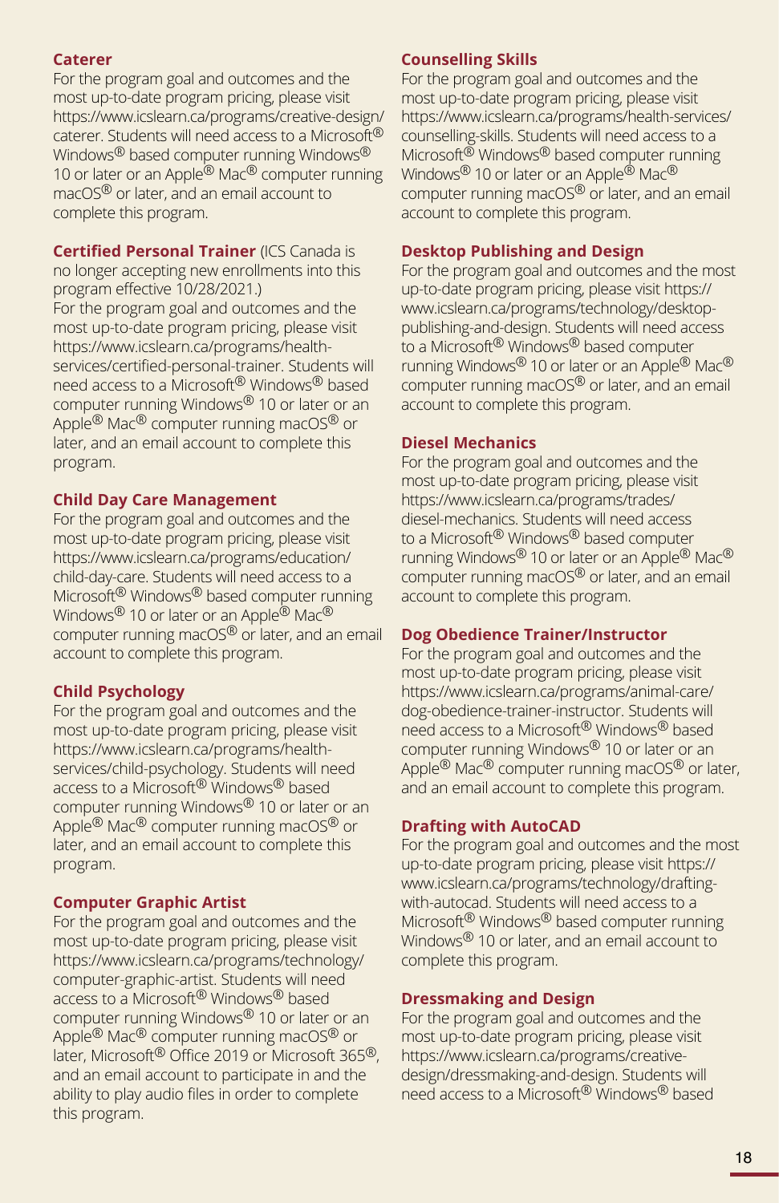### Caterer

For the program goal and outcomes and the most up-to-date program pricing, please visit https://www.icslearn.ca/programs/creative-design/caterer. Students will need access to a Microsoft® Windows® based computer running Windows® 10 or later or an Apple® Mac® computer running macOS® or later, and an email account to complete this program.

### Certified Personal Trainer

(ICS Canada is no longer accepting new enrollments into this program effective 10/28/2021.)

For the program goal and outcomes and the most up-to-date program pricing, please visit https://www.icslearn.ca/programs/health-services/certified-personal-trainer. Students will need access to a Microsoft® Windows® based computer running Windows® 10 or later or an Apple® Mac® computer running macOS® or later, and an email account to complete this program.

### Child Day Care Management

For the program goal and outcomes and the most up-to-date program pricing, please visit https://www.icslearn.ca/programs/education/child-day-care. Students will need access to a Microsoft® Windows® based computer running Windows® 10 or later or an Apple® Mac® computer running macOS® or later, and an email account to complete this program.

### Child Psychology

For the program goal and outcomes and the most up-to-date program pricing, please visit https://www.icslearn.ca/programs/health-services/child-psychology. Students will need access to a Microsoft® Windows® based computer running Windows® 10 or later or an Apple® Mac® computer running macOS® or later, and an email account to complete this program.

### Computer Graphic Artist

For the program goal and outcomes and the most up-to-date program pricing, please visit https://www.icslearn.ca/programs/technology/computer-graphic-artist. Students will need access to a Microsoft® Windows® based computer running Windows® 10 or later or an Apple® Mac® computer running macOS® or later, Microsoft® Office 2019 or Microsoft 365®, and an email account to participate in and the ability to play audio files in order to complete this program.

### Counselling Skills

For the program goal and outcomes and the most up-to-date program pricing, please visit https://www.icslearn.ca/programs/health-services/counselling-skills. Students will need access to a Microsoft® Windows® based computer running Windows® 10 or later or an Apple® Mac® computer running macOS® or later, and an email account to complete this program.

### Desktop Publishing and Design

For the program goal and outcomes and the most up-to-date program pricing, please visit https://www.icslearn.ca/programs/technology/desktop-publishing-and-design. Students will need access to a Microsoft® Windows® based computer running Windows® 10 or later or an Apple® Mac® computer running macOS® or later, and an email account to complete this program.

### Diesel Mechanics

For the program goal and outcomes and the most up-to-date program pricing, please visit https://www.icslearn.ca/programs/trades/diesel-mechanics. Students will need access to a Microsoft® Windows® based computer running Windows® 10 or later or an Apple® Mac® computer running macOS® or later, and an email account to complete this program.

### Dog Obedience Trainer/Instructor

For the program goal and outcomes and the most up-to-date program pricing, please visit https://www.icslearn.ca/programs/animal-care/dog-obedience-trainer-instructor. Students will need access to a Microsoft® Windows® based computer running Windows® 10 or later or an Apple® Mac® computer running macOS® or later, and an email account to complete this program.

### Drafting with AutoCAD

For the program goal and outcomes and the most up-to-date program pricing, please visit https://www.icslearn.ca/programs/technology/drafting-with-autocad. Students will need access to a Microsoft® Windows® based computer running Windows® 10 or later, and an email account to complete this program.

### Dressmaking and Design

For the program goal and outcomes and the most up-to-date program pricing, please visit https://www.icslearn.ca/programs/creative-design/dressmaking-and-design. Students will need access to a Microsoft® Windows® based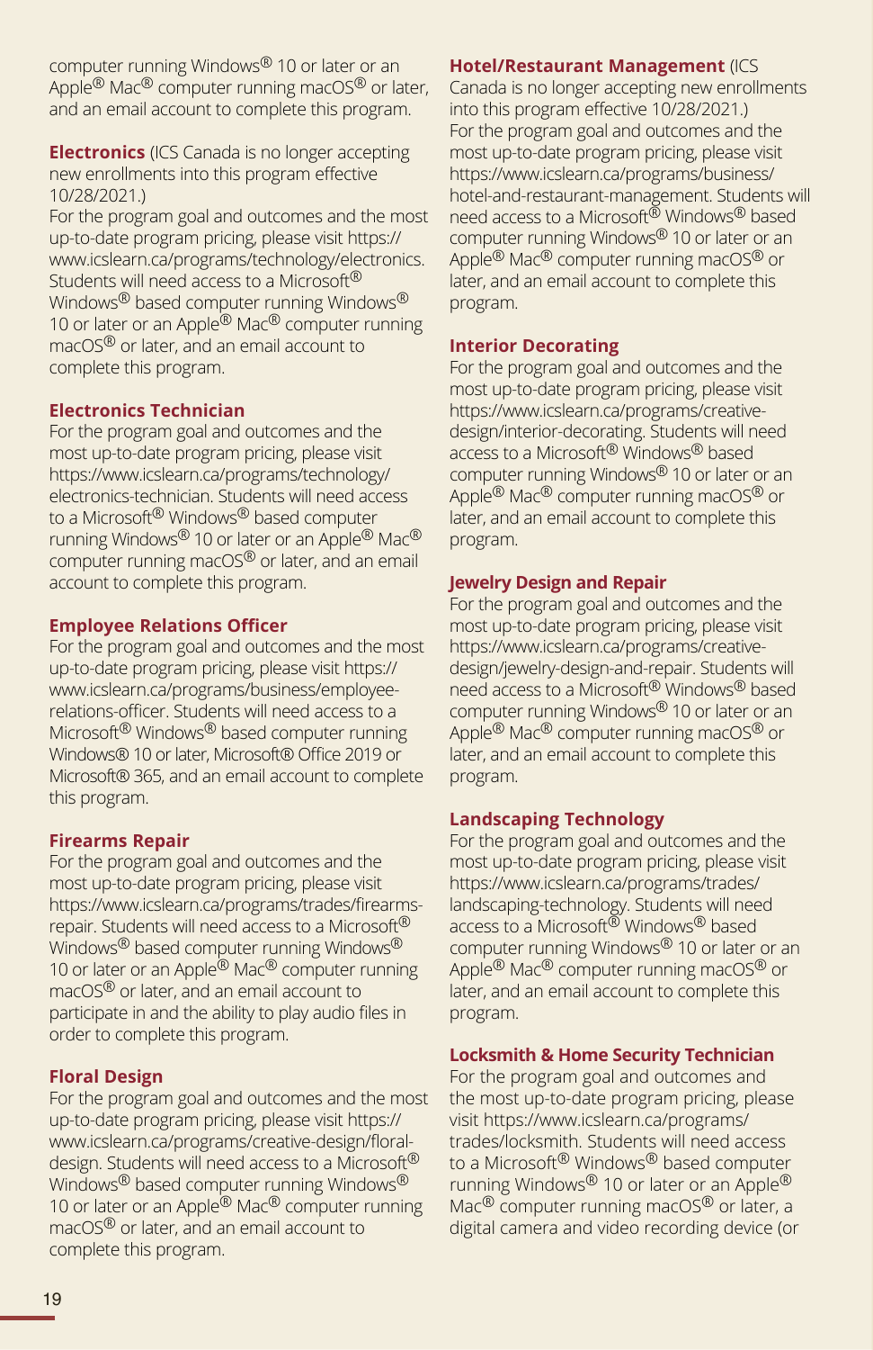computer running Windows® 10 or later or an Apple® Mac® computer running macOS® or later, and an email account to complete this program.

### Electronics

(ICS Canada is no longer accepting new enrollments into this program effective 10/28/2021.)

For the program goal and outcomes and the most up-to-date program pricing, please visit https://www.icslearn.ca/programs/technology/electronics. Students will need access to a Microsoft® Windows® based computer running Windows® 10 or later or an Apple® Mac® computer running macOS® or later, and an email account to complete this program.

### Electronics Technician

For the program goal and outcomes and the most up-to-date program pricing, please visit https://www.icslearn.ca/programs/technology/electronics-technician. Students will need access to a Microsoft® Windows® based computer running Windows® 10 or later or an Apple® Mac® computer running macOS® or later, and an email account to complete this program.

### Employee Relations Officer

For the program goal and outcomes and the most up-to-date program pricing, please visit https://www.icslearn.ca/programs/business/employee-relations-officer. Students will need access to a Microsoft® Windows® based computer running Windows® 10 or later, Microsoft® Office 2019 or Microsoft® 365, and an email account to complete this program.

### Firearms Repair

For the program goal and outcomes and the most up-to-date program pricing, please visit https://www.icslearn.ca/programs/trades/firearms-repair. Students will need access to a Microsoft® Windows® based computer running Windows® 10 or later or an Apple® Mac® computer running macOS® or later, and an email account to participate in and the ability to play audio files in order to complete this program.

### Floral Design

For the program goal and outcomes and the most up-to-date program pricing, please visit https://www.icslearn.ca/programs/creative-design/floral-design. Students will need access to a Microsoft® Windows® based computer running Windows® 10 or later or an Apple® Mac® computer running macOS® or later, and an email account to complete this program.

### Hotel/Restaurant Management

(ICS Canada is no longer accepting new enrollments into this program effective 10/28/2021.)

For the program goal and outcomes and the most up-to-date program pricing, please visit https://www.icslearn.ca/programs/business/hotel-and-restaurant-management. Students will need access to a Microsoft® Windows® based computer running Windows® 10 or later or an Apple® Mac® computer running macOS® or later, and an email account to complete this program.

### Interior Decorating

For the program goal and outcomes and the most up-to-date program pricing, please visit https://www.icslearn.ca/programs/creative-design/interior-decorating. Students will need access to a Microsoft® Windows® based computer running Windows® 10 or later or an Apple® Mac® computer running macOS® or later, and an email account to complete this program.

### Jewelry Design and Repair

For the program goal and outcomes and the most up-to-date program pricing, please visit https://www.icslearn.ca/programs/creative-design/jewelry-design-and-repair. Students will need access to a Microsoft® Windows® based computer running Windows® 10 or later or an Apple® Mac® computer running macOS® or later, and an email account to complete this program.

### Landscaping Technology

For the program goal and outcomes and the most up-to-date program pricing, please visit https://www.icslearn.ca/programs/trades/landscaping-technology. Students will need access to a Microsoft® Windows® based computer running Windows® 10 or later or an Apple® Mac® computer running macOS® or later, and an email account to complete this program.

### Locksmith & Home Security Technician

For the program goal and outcomes and the most up-to-date program pricing, please visit https://www.icslearn.ca/programs/trades/locksmith. Students will need access to a Microsoft® Windows® based computer running Windows® 10 or later or an Apple® Mac® computer running macOS® or later, a digital camera and video recording device (or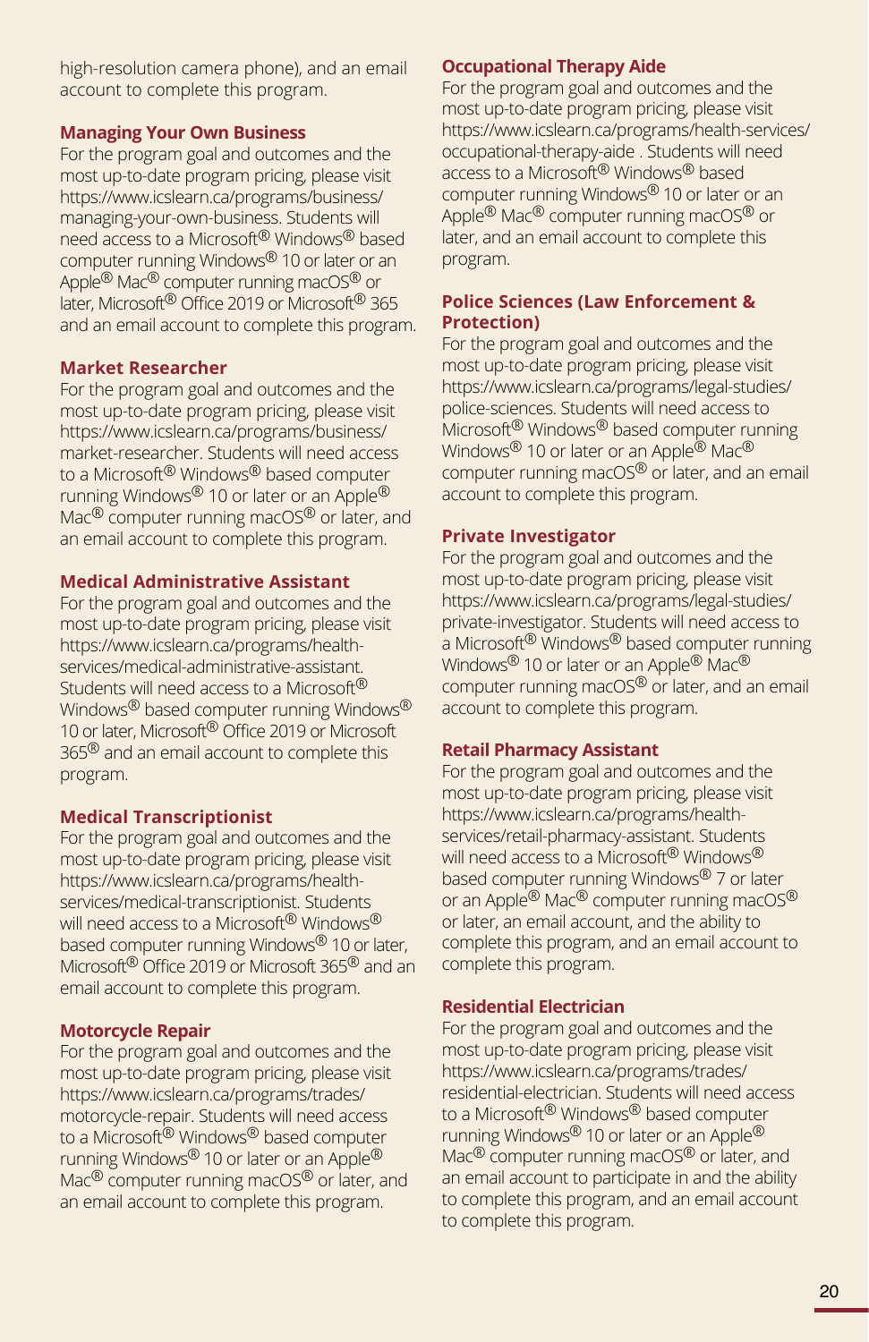high-resolution camera phone), and an email account to complete this program.

### Managing Your Own Business

For the program goal and outcomes and the most up-to-date program pricing, please visit https://www.icslearn.ca/programs/business/managing-your-own-business. Students will need access to a Microsoft® Windows® based computer running Windows® 10 or later or an Apple® Mac® computer running macOS® or later, Microsoft® Office 2019 or Microsoft® 365 and an email account to complete this program.

### Market Researcher

For the program goal and outcomes and the most up-to-date program pricing, please visit https://www.icslearn.ca/programs/business/market-researcher. Students will need access to a Microsoft® Windows® based computer running Windows® 10 or later or an Apple® Mac® computer running macOS® or later, and an email account to complete this program.

### Medical Administrative Assistant

For the program goal and outcomes and the most up-to-date program pricing, please visit https://www.icslearn.ca/programs/health-services/medical-administrative-assistant. Students will need access to a Microsoft® Windows® based computer running Windows® 10 or later, Microsoft® Office 2019 or Microsoft 365® and an email account to complete this program.

### Medical Transcriptionist

For the program goal and outcomes and the most up-to-date program pricing, please visit https://www.icslearn.ca/programs/health-services/medical-transcriptionist. Students will need access to a Microsoft® Windows® based computer running Windows® 10 or later, Microsoft® Office 2019 or Microsoft 365® and an email account to complete this program.

### Motorcycle Repair

For the program goal and outcomes and the most up-to-date program pricing, please visit https://www.icslearn.ca/programs/trades/motorcycle-repair. Students will need access to a Microsoft® Windows® based computer running Windows® 10 or later or an Apple® Mac® computer running macOS® or later, and an email account to complete this program.

### Occupational Therapy Aide

For the program goal and outcomes and the most up-to-date program pricing, please visit https://www.icslearn.ca/programs/health-services/occupational-therapy-aide . Students will need access to a Microsoft® Windows® based computer running Windows® 10 or later or an Apple® Mac® computer running macOS® or later, and an email account to complete this program.

### Police Sciences (Law Enforcement & Protection)

For the program goal and outcomes and the most up-to-date program pricing, please visit https://www.icslearn.ca/programs/legal-studies/police-sciences. Students will need access to Microsoft® Windows® based computer running Windows® 10 or later or an Apple® Mac® computer running macOS® or later, and an email account to complete this program.

### Private Investigator

For the program goal and outcomes and the most up-to-date program pricing, please visit https://www.icslearn.ca/programs/legal-studies/private-investigator. Students will need access to a Microsoft® Windows® based computer running Windows® 10 or later or an Apple® Mac® computer running macOS® or later, and an email account to complete this program.

### Retail Pharmacy Assistant

For the program goal and outcomes and the most up-to-date program pricing, please visit https://www.icslearn.ca/programs/health-services/retail-pharmacy-assistant. Students will need access to a Microsoft® Windows® based computer running Windows® 7 or later or an Apple® Mac® computer running macOS® or later, an email account, and the ability to complete this program, and an email account to complete this program.

### Residential Electrician

For the program goal and outcomes and the most up-to-date program pricing, please visit https://www.icslearn.ca/programs/trades/residential-electrician. Students will need access to a Microsoft® Windows® based computer running Windows® 10 or later or an Apple® Mac® computer running macOS® or later, and an email account to participate in and the ability to complete this program, and an email account to complete this program.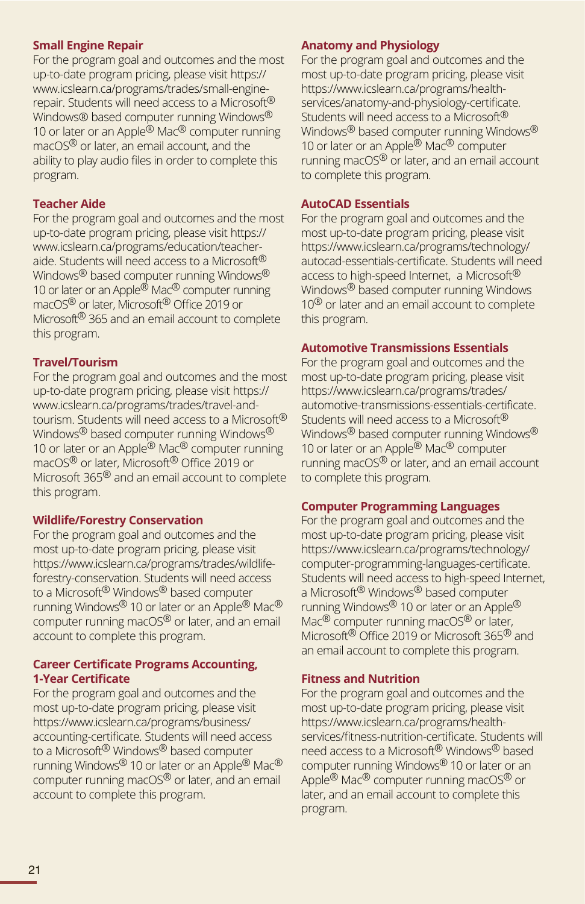### Small Engine Repair

For the program goal and outcomes and the most up-to-date program pricing, please visit https://www.icslearn.ca/programs/trades/small-engine-repair. Students will need access to a Microsoft® Windows® based computer running Windows® 10 or later or an Apple® Mac® computer running macOS® or later, an email account, and the ability to play audio files in order to complete this program.

### Teacher Aide

For the program goal and outcomes and the most up-to-date program pricing, please visit https://www.icslearn.ca/programs/education/teacher-aide. Students will need access to a Microsoft® Windows® based computer running Windows® 10 or later or an Apple® Mac® computer running macOS® or later, Microsoft® Office 2019 or Microsoft® 365 and an email account to complete this program.

### Travel/Tourism

For the program goal and outcomes and the most up-to-date program pricing, please visit https://www.icslearn.ca/programs/trades/travel-and-tourism. Students will need access to a Microsoft® Windows® based computer running Windows® 10 or later or an Apple® Mac® computer running macOS® or later, Microsoft® Office 2019 or Microsoft 365® and an email account to complete this program.

### Wildlife/Forestry Conservation

For the program goal and outcomes and the most up-to-date program pricing, please visit https://www.icslearn.ca/programs/trades/wildlife-forestry-conservation. Students will need access to a Microsoft® Windows® based computer running Windows® 10 or later or an Apple® Mac® computer running macOS® or later, and an email account to complete this program.

### Career Certificate Programs Accounting, 1-Year Certificate

For the program goal and outcomes and the most up-to-date program pricing, please visit https://www.icslearn.ca/programs/business/accounting-certificate. Students will need access to a Microsoft® Windows® based computer running Windows® 10 or later or an Apple® Mac® computer running macOS® or later, and an email account to complete this program.

### Anatomy and Physiology

For the program goal and outcomes and the most up-to-date program pricing, please visit https://www.icslearn.ca/programs/health-services/anatomy-and-physiology-certificate. Students will need access to a Microsoft® Windows® based computer running Windows® 10 or later or an Apple® Mac® computer running macOS® or later, and an email account to complete this program.

### AutoCAD Essentials

For the program goal and outcomes and the most up-to-date program pricing, please visit https://www.icslearn.ca/programs/technology/autocad-essentials-certificate. Students will need access to high-speed Internet, a Microsoft® Windows® based computer running Windows 10® or later and an email account to complete this program.

### Automotive Transmissions Essentials

For the program goal and outcomes and the most up-to-date program pricing, please visit https://www.icslearn.ca/programs/trades/automotive-transmissions-essentials-certificate. Students will need access to a Microsoft® Windows® based computer running Windows® 10 or later or an Apple® Mac® computer running macOS® or later, and an email account to complete this program.

### Computer Programming Languages

For the program goal and outcomes and the most up-to-date program pricing, please visit https://www.icslearn.ca/programs/technology/computer-programming-languages-certificate. Students will need access to high-speed Internet, a Microsoft® Windows® based computer running Windows® 10 or later or an Apple® Mac® computer running macOS® or later, Microsoft® Office 2019 or Microsoft 365® and an email account to complete this program.

### Fitness and Nutrition

For the program goal and outcomes and the most up-to-date program pricing, please visit https://www.icslearn.ca/programs/health-services/fitness-nutrition-certificate. Students will need access to a Microsoft® Windows® based computer running Windows® 10 or later or an Apple® Mac® computer running macOS® or later, and an email account to complete this program.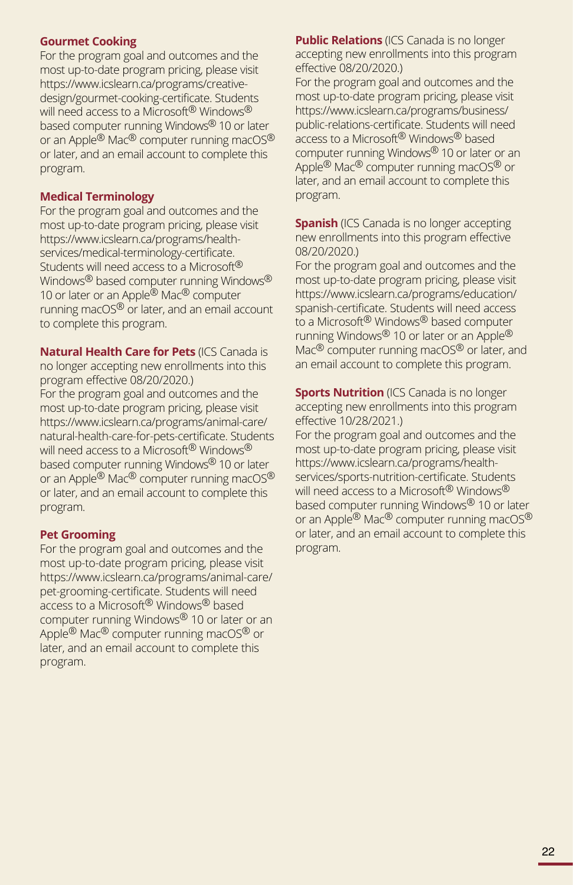**Gourmet Cooking**
For the program goal and outcomes and the most up-to-date program pricing, please visit https://www.icslearn.ca/programs/creative-design/gourmet-cooking-certificate. Students will need access to a Microsoft® Windows® based computer running Windows® 10 or later or an Apple® Mac® computer running macOS® or later, and an email account to complete this program.

**Medical Terminology**
For the program goal and outcomes and the most up-to-date program pricing, please visit https://www.icslearn.ca/programs/health-services/medical-terminology-certificate. Students will need access to a Microsoft® Windows® based computer running Windows® 10 or later or an Apple® Mac® computer running macOS® or later, and an email account to complete this program.

**Natural Health Care for Pets** (ICS Canada is no longer accepting new enrollments into this program effective 08/20/2020.)
For the program goal and outcomes and the most up-to-date program pricing, please visit https://www.icslearn.ca/programs/animal-care/natural-health-care-for-pets-certificate. Students will need access to a Microsoft® Windows® based computer running Windows® 10 or later or an Apple® Mac® computer running macOS® or later, and an email account to complete this program.

**Pet Grooming**
For the program goal and outcomes and the most up-to-date program pricing, please visit https://www.icslearn.ca/programs/animal-care/pet-grooming-certificate. Students will need access to a Microsoft® Windows® based computer running Windows® 10 or later or an Apple® Mac® computer running macOS® or later, and an email account to complete this program.

**Public Relations** (ICS Canada is no longer accepting new enrollments into this program effective 08/20/2020.)
For the program goal and outcomes and the most up-to-date program pricing, please visit https://www.icslearn.ca/programs/business/public-relations-certificate. Students will need access to a Microsoft® Windows® based computer running Windows® 10 or later or an Apple® Mac® computer running macOS® or later, and an email account to complete this program.

**Spanish** (ICS Canada is no longer accepting new enrollments into this program effective 08/20/2020.)
For the program goal and outcomes and the most up-to-date program pricing, please visit https://www.icslearn.ca/programs/education/spanish-certificate. Students will need access to a Microsoft® Windows® based computer running Windows® 10 or later or an Apple® Mac® computer running macOS® or later, and an email account to complete this program.

**Sports Nutrition** (ICS Canada is no longer accepting new enrollments into this program effective 10/28/2021.)
For the program goal and outcomes and the most up-to-date program pricing, please visit https://www.icslearn.ca/programs/health-services/sports-nutrition-certificate. Students will need access to a Microsoft® Windows® based computer running Windows® 10 or later or an Apple® Mac® computer running macOS® or later, and an email account to complete this program.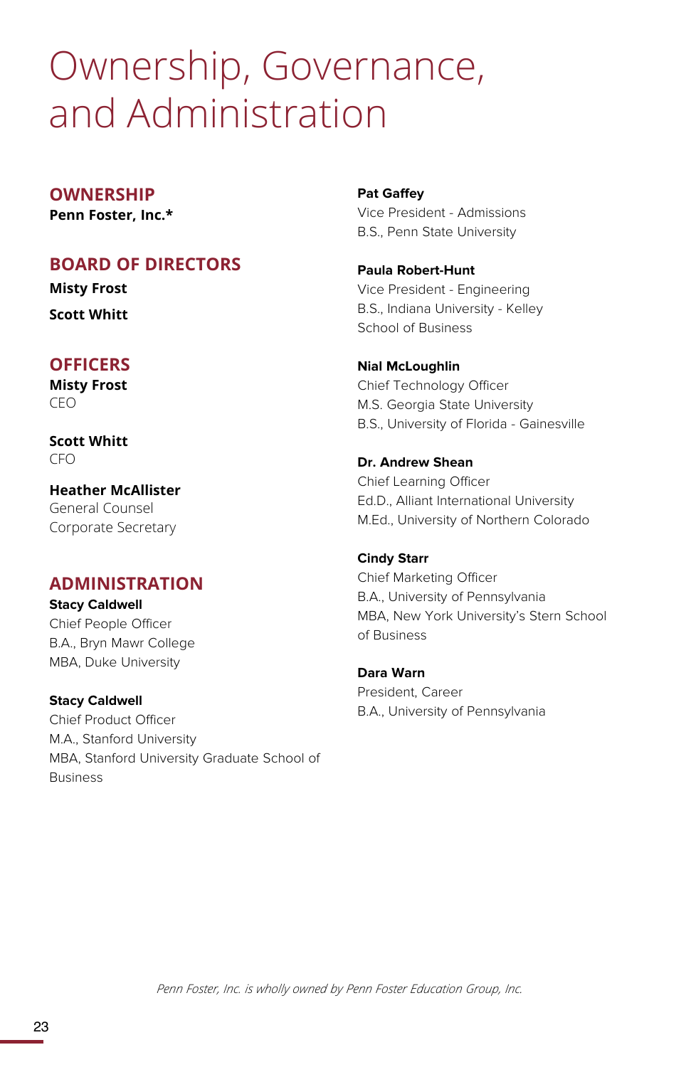# Ownership, Governance, and Administration

## OWNERSHIP

**Penn Foster, Inc.***

## BOARD OF DIRECTORS

**Misty Frost**

**Scott Whitt**

## OFFICERS

**Misty Frost**
CEO

**Scott Whitt**
CFO

**Heather McAllister**
General Counsel
Corporate Secretary

## ADMINISTRATION

**Stacy Caldwell**
Chief People Officer
B.A., Bryn Mawr College
MBA, Duke University

**Stacy Caldwell**
Chief Product Officer
M.A., Stanford University
MBA, Stanford University Graduate School of Business

**Pat Gaffey**
Vice President - Admissions
B.S., Penn State University

**Paula Robert-Hunt**
Vice President - Engineering
B.S., Indiana University - Kelley School of Business

**Nial McLoughlin**
Chief Technology Officer
M.S. Georgia State University
B.S., University of Florida - Gainesville

**Dr. Andrew Shean**
Chief Learning Officer
Ed.D., Alliant International University
M.Ed., University of Northern Colorado

**Cindy Starr**
Chief Marketing Officer
B.A., University of Pennsylvania
MBA, New York University's Stern School of Business

**Dara Warn**
President, Career
B.A., University of Pennsylvania

*Penn Foster, Inc. is wholly owned by Penn Foster Education Group, Inc.*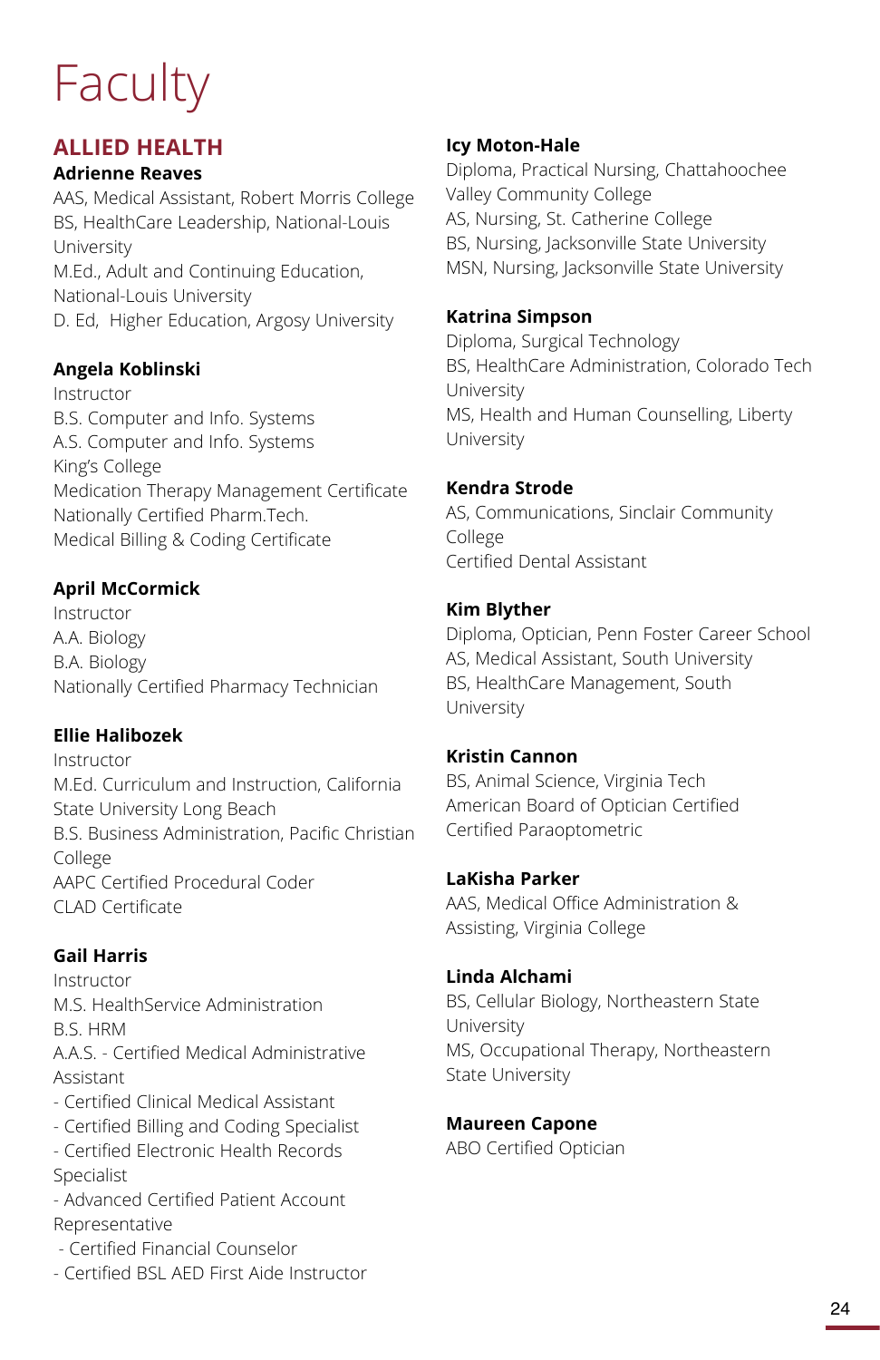# Faculty

## ALLIED HEALTH

**Adrienne Reaves**

AAS, Medical Assistant, Robert Morris College
BS, HealthCare Leadership, National-Louis University
M.Ed., Adult and Continuing Education, National-Louis University
D. Ed, Higher Education, Argosy University

**Angela Koblinski**

Instructor
B.S. Computer and Info. Systems
A.S. Computer and Info. Systems
King's College
Medication Therapy Management Certificate
Nationally Certified Pharm.Tech.
Medical Billing & Coding Certificate

**April McCormick**

Instructor
A.A. Biology
B.A. Biology
Nationally Certified Pharmacy Technician

**Ellie Halibozek**

Instructor
M.Ed. Curriculum and Instruction, California State University Long Beach
B.S. Business Administration, Pacific Christian College
AAPC Certified Procedural Coder
CLAD Certificate

**Gail Harris**

Instructor
M.S. HealthService Administration
B.S. HRM
A.A.S. - Certified Medical Administrative Assistant
- Certified Clinical Medical Assistant
- Certified Billing and Coding Specialist
- Certified Electronic Health Records Specialist
- Advanced Certified Patient Account Representative
- Certified Financial Counselor
- Certified BSL AED First Aide Instructor

**Icy Moton-Hale**

Diploma, Practical Nursing, Chattahoochee Valley Community College
AS, Nursing, St. Catherine College
BS, Nursing, Jacksonville State University
MSN, Nursing, Jacksonville State University

**Katrina Simpson**

Diploma, Surgical Technology
BS, HealthCare Administration, Colorado Tech University
MS, Health and Human Counselling, Liberty University

**Kendra Strode**

AS, Communications, Sinclair Community College
Certified Dental Assistant

**Kim Blyther**

Diploma, Optician, Penn Foster Career School
AS, Medical Assistant, South University
BS, HealthCare Management, South University

**Kristin Cannon**

BS, Animal Science, Virginia Tech
American Board of Optician Certified
Certified Paraoptometric

**LaKisha Parker**

AAS, Medical Office Administration & Assisting, Virginia College

**Linda Alchami**

BS, Cellular Biology, Northeastern State University
MS, Occupational Therapy, Northeastern State University

**Maureen Capone**

ABO Certified Optician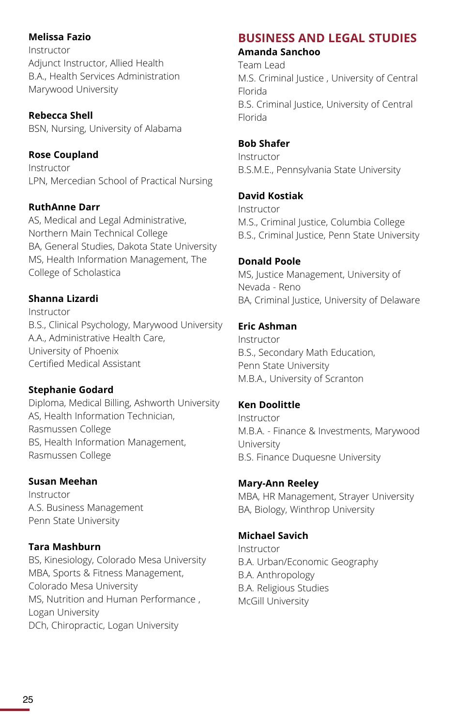**Melissa Fazio**
Instructor
Adjunct Instructor, Allied Health
B.A., Health Services Administration
Marywood University

**Rebecca Shell**
BSN, Nursing, University of Alabama

**Rose Coupland**
Instructor
LPN, Mercedian School of Practical Nursing

**RuthAnne Darr**
AS, Medical and Legal Administrative, Northern Main Technical College
BA, General Studies, Dakota State University
MS, Health Information Management, The College of Scholastica

**Shanna Lizardi**
Instructor
B.S., Clinical Psychology, Marywood University
A.A., Administrative Health Care, University of Phoenix
Certified Medical Assistant

**Stephanie Godard**
Diploma, Medical Billing, Ashworth University
AS, Health Information Technician, Rasmussen College
BS, Health Information Management, Rasmussen College

**Susan Meehan**
Instructor
A.S. Business Management
Penn State University

**Tara Mashburn**
BS, Kinesiology, Colorado Mesa University
MBA, Sports & Fitness Management, Colorado Mesa University
MS, Nutrition and Human Performance , Logan University
DCh, Chiropractic, Logan University

## BUSINESS AND LEGAL STUDIES

**Amanda Sanchoo**
Team Lead
M.S. Criminal Justice , University of Central Florida
B.S. Criminal Justice, University of Central Florida

**Bob Shafer**
Instructor
B.S.M.E., Pennsylvania State University

**David Kostiak**
Instructor
M.S., Criminal Justice, Columbia College
B.S., Criminal Justice, Penn State University

**Donald Poole**
MS, Justice Management, University of Nevada - Reno
BA, Criminal Justice, University of Delaware

**Eric Ashman**
Instructor
B.S., Secondary Math Education, Penn State University
M.B.A., University of Scranton

**Ken Doolittle**
Instructor
M.B.A. - Finance & Investments, Marywood University
B.S. Finance Duquesne University

**Mary-Ann Reeley**
MBA, HR Management, Strayer University
BA, Biology, Winthrop University

**Michael Savich**
Instructor
B.A. Urban/Economic Geography
B.A. Anthropology
B.A. Religious Studies
McGill University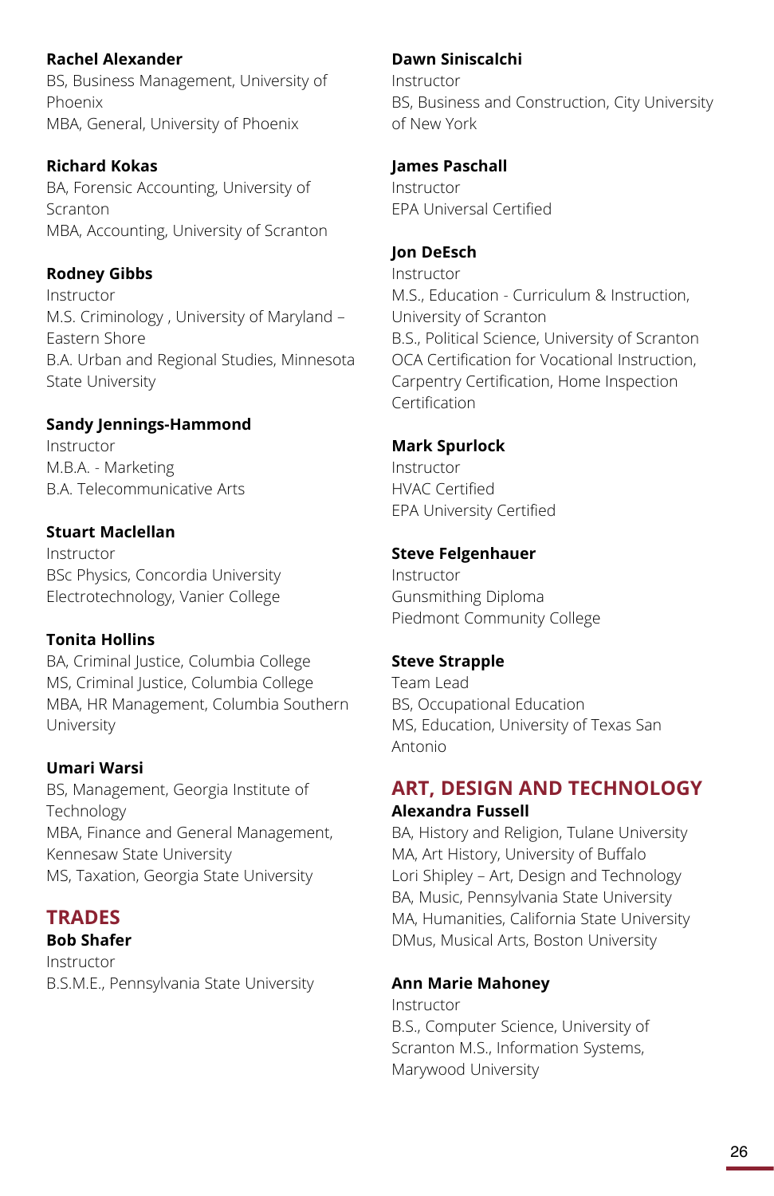**Rachel Alexander**
BS, Business Management, University of Phoenix
MBA, General, University of Phoenix

**Richard Kokas**
BA, Forensic Accounting, University of Scranton
MBA, Accounting, University of Scranton

**Rodney Gibbs**
Instructor
M.S. Criminology , University of Maryland – Eastern Shore
B.A. Urban and Regional Studies, Minnesota State University

**Sandy Jennings-Hammond**
Instructor
M.B.A. - Marketing
B.A. Telecommunicative Arts

**Stuart Maclellan**
Instructor
BSc Physics, Concordia University
Electrotechnology, Vanier College

**Tonita Hollins**
BA, Criminal Justice, Columbia College
MS, Criminal Justice, Columbia College
MBA, HR Management, Columbia Southern University

**Umari Warsi**
BS, Management, Georgia Institute of Technology
MBA, Finance and General Management, Kennesaw State University
MS, Taxation, Georgia State University

## TRADES

**Bob Shafer**
Instructor
B.S.M.E., Pennsylvania State University

**Dawn Siniscalchi**
Instructor
BS, Business and Construction, City University of New York

**James Paschall**
Instructor
EPA Universal Certified

**Jon DeEsch**
Instructor
M.S., Education - Curriculum & Instruction, University of Scranton
B.S., Political Science, University of Scranton
OCA Certification for Vocational Instruction, Carpentry Certification, Home Inspection Certification

**Mark Spurlock**
Instructor
HVAC Certified
EPA University Certified

**Steve Felgenhauer**
Instructor
Gunsmithing Diploma
Piedmont Community College

**Steve Strapple**
Team Lead
BS, Occupational Education
MS, Education, University of Texas San Antonio

## ART, DESIGN AND TECHNOLOGY

**Alexandra Fussell**
BA, History and Religion, Tulane University
MA, Art History, University of Buffalo
Lori Shipley – Art, Design and Technology
BA, Music, Pennsylvania State University
MA, Humanities, California State University
DMus, Musical Arts, Boston University

**Ann Marie Mahoney**
Instructor
B.S., Computer Science, University of Scranton M.S., Information Systems, Marywood University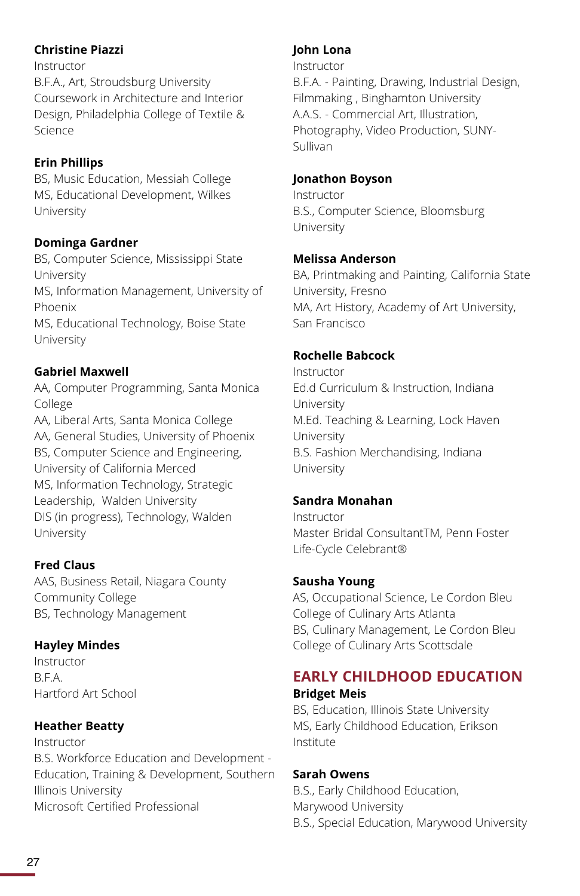**Christine Piazzi**
Instructor
B.F.A., Art, Stroudsburg University
Coursework in Architecture and Interior Design, Philadelphia College of Textile & Science

**Erin Phillips**
BS, Music Education, Messiah College
MS, Educational Development, Wilkes University

**Dominga Gardner**
BS, Computer Science, Mississippi State University
MS, Information Management, University of Phoenix
MS, Educational Technology, Boise State University

**Gabriel Maxwell**
AA, Computer Programming, Santa Monica College
AA, Liberal Arts, Santa Monica College
AA, General Studies, University of Phoenix
BS, Computer Science and Engineering, University of California Merced
MS, Information Technology, Strategic Leadership, Walden University
DIS (in progress), Technology, Walden University

**Fred Claus**
AAS, Business Retail, Niagara County Community College
BS, Technology Management

**Hayley Mindes**
Instructor
B.F.A.
Hartford Art School

**Heather Beatty**
Instructor
B.S. Workforce Education and Development - Education, Training & Development, Southern Illinois University
Microsoft Certified Professional

**John Lona**
Instructor
B.F.A. - Painting, Drawing, Industrial Design, Filmmaking , Binghamton University
A.A.S. - Commercial Art, Illustration, Photography, Video Production, SUNY-Sullivan

**Jonathon Boyson**
Instructor
B.S., Computer Science, Bloomsburg University

**Melissa Anderson**
BA, Printmaking and Painting, California State University, Fresno
MA, Art History, Academy of Art University, San Francisco

**Rochelle Babcock**
Instructor
Ed.d Curriculum & Instruction, Indiana University
M.Ed. Teaching & Learning, Lock Haven University
B.S. Fashion Merchandising, Indiana University

**Sandra Monahan**
Instructor
Master Bridal ConsultantTM, Penn Foster
Life-Cycle Celebrant®

**Sausha Young**
AS, Occupational Science, Le Cordon Bleu College of Culinary Arts Atlanta
BS, Culinary Management, Le Cordon Bleu College of Culinary Arts Scottsdale

## EARLY CHILDHOOD EDUCATION

**Bridget Meis**
BS, Education, Illinois State University
MS, Early Childhood Education, Erikson Institute

**Sarah Owens**
B.S., Early Childhood Education, Marywood University
B.S., Special Education, Marywood University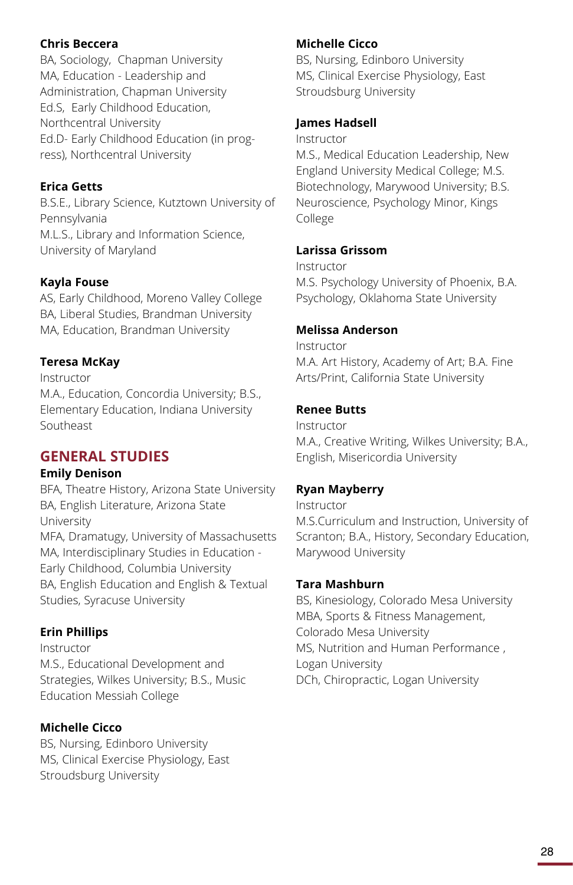**Chris Beccera**
BA, Sociology, Chapman University
MA, Education - Leadership and Administration, Chapman University
Ed.S, Early Childhood Education, Northcentral University
Ed.D- Early Childhood Education (in progress), Northcentral University

**Erica Getts**
B.S.E., Library Science, Kutztown University of Pennsylvania
M.L.S., Library and Information Science, University of Maryland

**Kayla Fouse**
AS, Early Childhood, Moreno Valley College
BA, Liberal Studies, Brandman University
MA, Education, Brandman University

**Teresa McKay**
Instructor
M.A., Education, Concordia University; B.S., Elementary Education, Indiana University Southeast

## GENERAL STUDIES

**Emily Denison**
BFA, Theatre History, Arizona State University
BA, English Literature, Arizona State University
MFA, Dramatugy, University of Massachusetts
MA, Interdisciplinary Studies in Education - Early Childhood, Columbia University
BA, English Education and English & Textual Studies, Syracuse University

**Erin Phillips**
Instructor
M.S., Educational Development and Strategies, Wilkes University; B.S., Music Education Messiah College

**Michelle Cicco**
BS, Nursing, Edinboro University
MS, Clinical Exercise Physiology, East Stroudsburg University

**Michelle Cicco**
BS, Nursing, Edinboro University
MS, Clinical Exercise Physiology, East Stroudsburg University

**James Hadsell**
Instructor
M.S., Medical Education Leadership, New England University Medical College; M.S. Biotechnology, Marywood University; B.S. Neuroscience, Psychology Minor, Kings College

**Larissa Grissom**
Instructor
M.S. Psychology University of Phoenix, B.A. Psychology, Oklahoma State University

**Melissa Anderson**
Instructor
M.A. Art History, Academy of Art; B.A. Fine Arts/Print, California State University

**Renee Butts**
Instructor
M.A., Creative Writing, Wilkes University; B.A., English, Misericordia University

**Ryan Mayberry**
Instructor
M.S.Curriculum and Instruction, University of Scranton; B.A., History, Secondary Education, Marywood University

**Tara Mashburn**
BS, Kinesiology, Colorado Mesa University
MBA, Sports & Fitness Management, Colorado Mesa University
MS, Nutrition and Human Performance , Logan University
DCh, Chiropractic, Logan University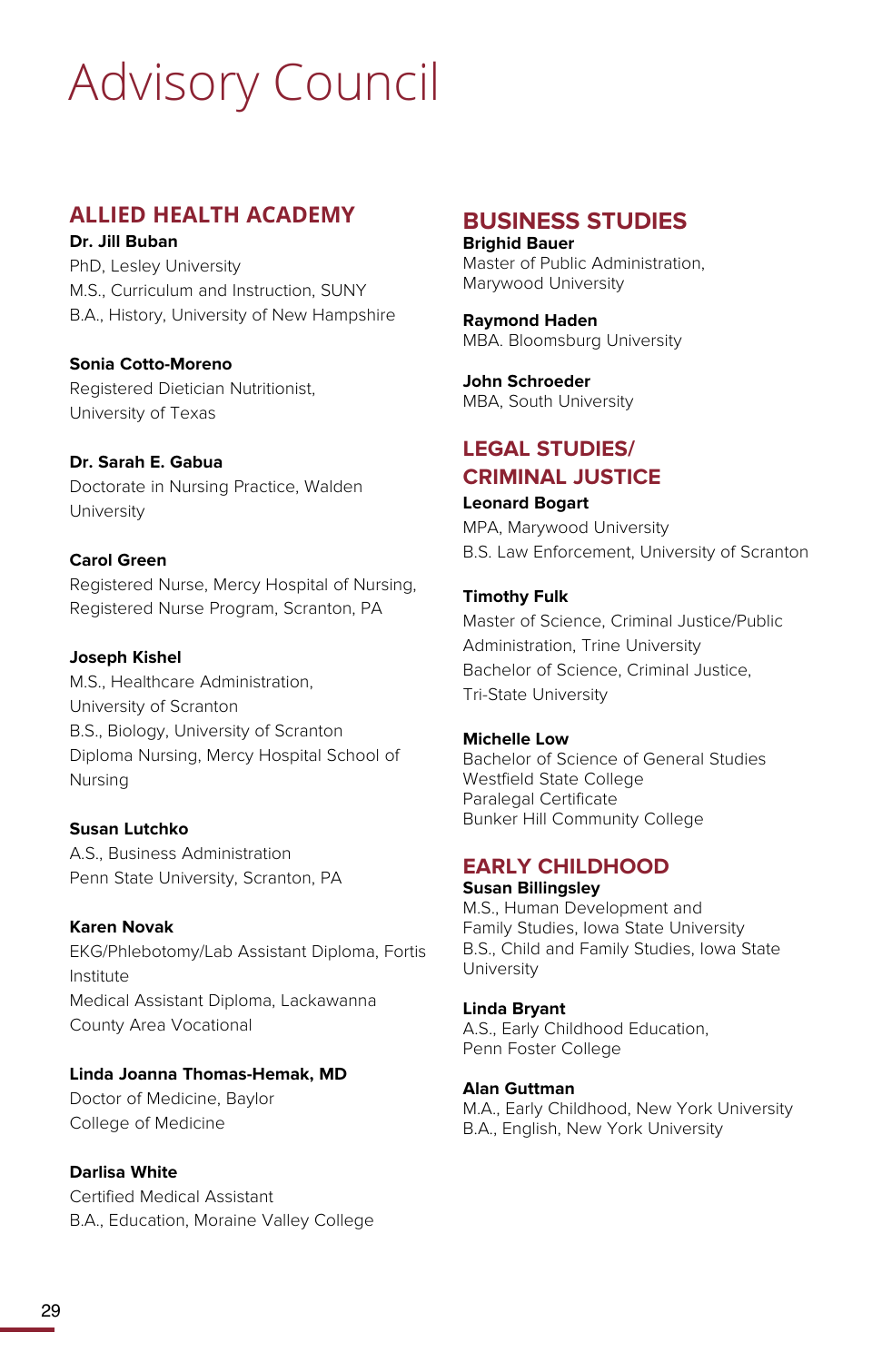# Advisory Council

## ALLIED HEALTH ACADEMY

**Dr. Jill Buban**
PhD, Lesley University
M.S., Curriculum and Instruction, SUNY
B.A., History, University of New Hampshire

**Sonia Cotto-Moreno**
Registered Dietician Nutritionist,
University of Texas

**Dr. Sarah E. Gabua**
Doctorate in Nursing Practice, Walden University

**Carol Green**
Registered Nurse, Mercy Hospital of Nursing,
Registered Nurse Program, Scranton, PA

**Joseph Kishel**
M.S., Healthcare Administration,
University of Scranton
B.S., Biology, University of Scranton
Diploma Nursing, Mercy Hospital School of Nursing

**Susan Lutchko**
A.S., Business Administration
Penn State University, Scranton, PA

**Karen Novak**
EKG/Phlebotomy/Lab Assistant Diploma, Fortis Institute
Medical Assistant Diploma, Lackawanna County Area Vocational

**Linda Joanna Thomas-Hemak, MD**
Doctor of Medicine, Baylor
College of Medicine

**Darlisa White**
Certified Medical Assistant
B.A., Education, Moraine Valley College

## BUSINESS STUDIES

**Brighid Bauer**
Master of Public Administration,
Marywood University

**Raymond Haden**
MBA. Bloomsburg University

**John Schroeder**
MBA, South University

## LEGAL STUDIES/ CRIMINAL JUSTICE

**Leonard Bogart**
MPA, Marywood University
B.S. Law Enforcement, University of Scranton

**Timothy Fulk**
Master of Science, Criminal Justice/Public Administration, Trine University
Bachelor of Science, Criminal Justice,
Tri-State University

**Michelle Low**
Bachelor of Science of General Studies
Westfield State College
Paralegal Certificate
Bunker Hill Community College

## EARLY CHILDHOOD

**Susan Billingsley**
M.S., Human Development and
Family Studies, Iowa State University
B.S., Child and Family Studies, Iowa State University

**Linda Bryant**
A.S., Early Childhood Education,
Penn Foster College

**Alan Guttman**
M.A., Early Childhood, New York University
B.A., English, New York University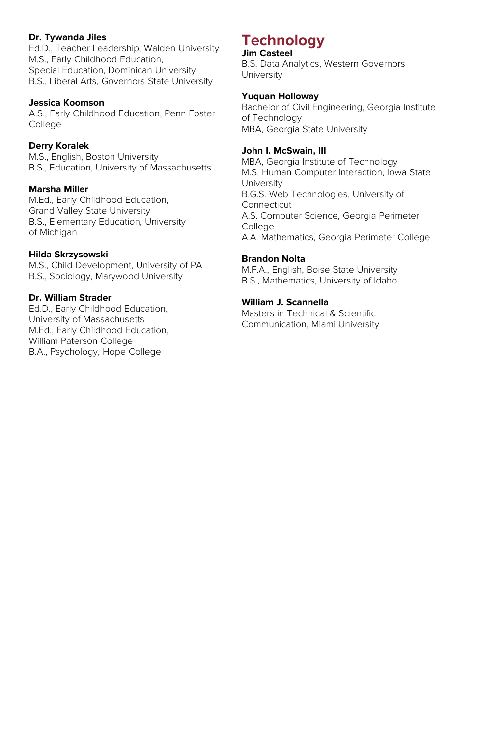**Dr. Tywanda Jiles**
Ed.D., Teacher Leadership, Walden University
M.S., Early Childhood Education, Special Education, Dominican University
B.S., Liberal Arts, Governors State University

**Jessica Koomson**
A.S., Early Childhood Education, Penn Foster College

**Derry Koralek**
M.S., English, Boston University
B.S., Education, University of Massachusetts

**Marsha Miller**
M.Ed., Early Childhood Education, Grand Valley State University
B.S., Elementary Education, University of Michigan

**Hilda Skrzysowski**
M.S., Child Development, University of PA
B.S., Sociology, Marywood University

**Dr. William Strader**
Ed.D., Early Childhood Education, University of Massachusetts
M.Ed., Early Childhood Education, William Paterson College
B.A., Psychology, Hope College

## Technology

**Jim Casteel**
B.S. Data Analytics, Western Governors University

**Yuquan Holloway**
Bachelor of Civil Engineering, Georgia Institute of Technology
MBA, Georgia State University

**John I. McSwain, III**
MBA, Georgia Institute of Technology
M.S. Human Computer Interaction, Iowa State University
B.G.S. Web Technologies, University of Connecticut
A.S. Computer Science, Georgia Perimeter College
A.A. Mathematics, Georgia Perimeter College

**Brandon Nolta**
M.F.A., English, Boise State University
B.S., Mathematics, University of Idaho

**William J. Scannella**
Masters in Technical & Scientific Communication, Miami University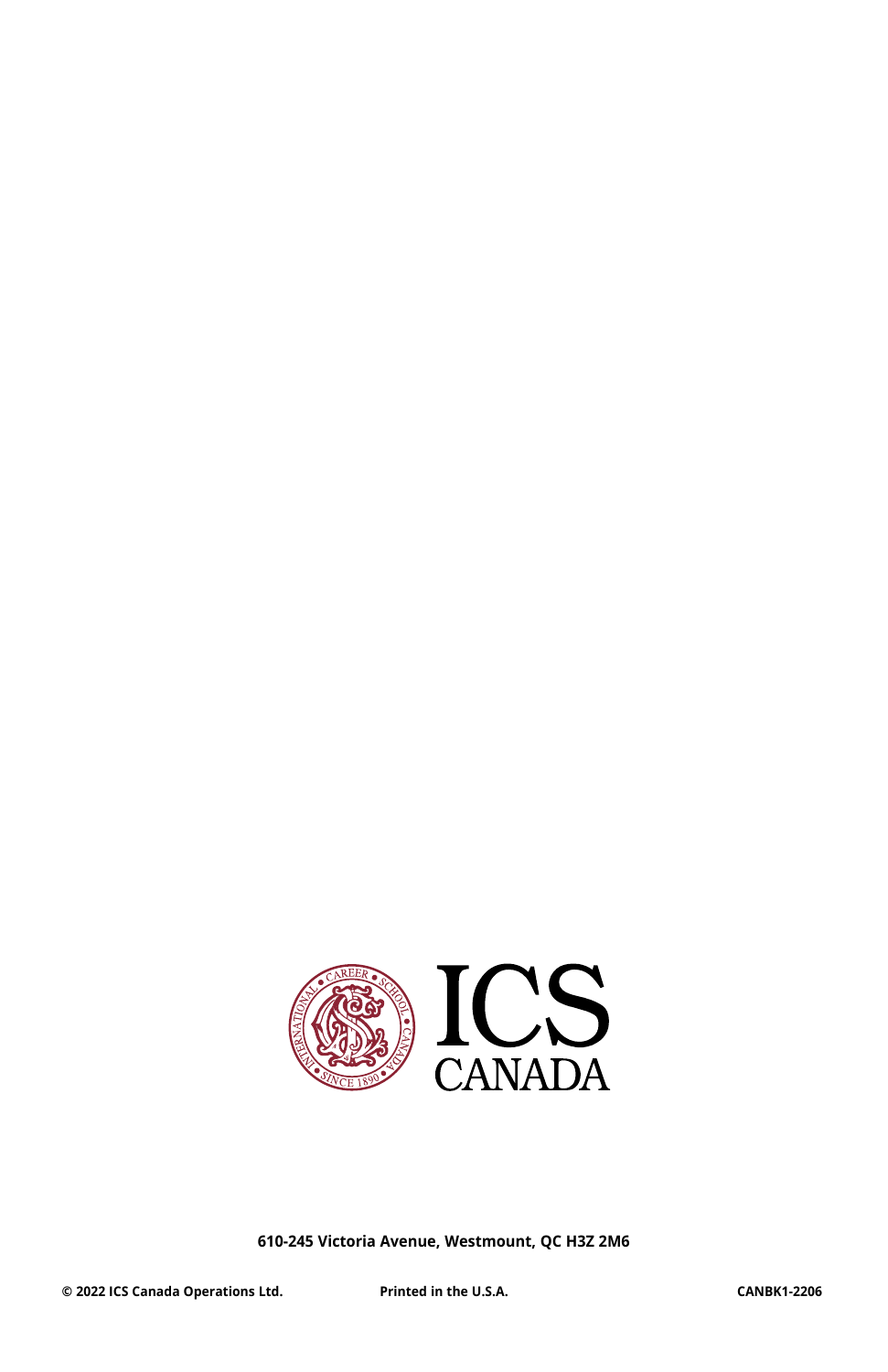ICS CANADA

610-245 Victoria Avenue, Westmount, QC H3Z 2M6

© 2022 ICS Canada Operations Ltd. Printed in the U.S.A. CANBK1-2206